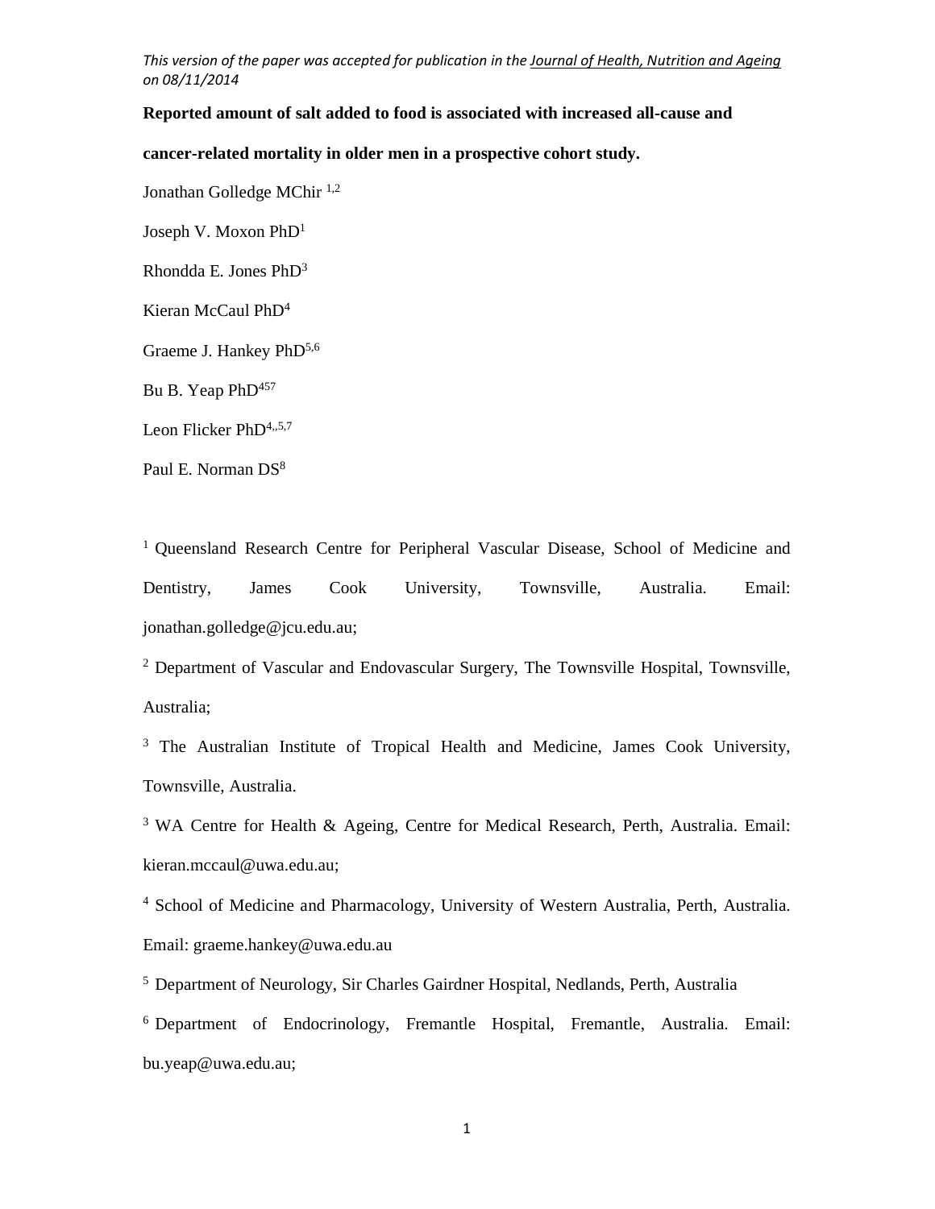*This version of the paper was accepted for publication in the Journal of Health, Nutrition and Ageing on 08/11/2014*

**Reported amount of salt added to food is associated with increased all-cause and cancer-related mortality in older men in a prospective cohort study.**

Jonathan Golledge MChir [1,2]

Joseph V. Moxon PhD[1]

Rhondda E. Jones PhD[3]

Kieran McCaul PhD[4]

Graeme J. Hankey PhD[5,6]

Bu B. Yeap PhD[457]

Leon Flicker PhD[4,,5,7]

Paul E. Norman DS[8]

[1] Queensland Research Centre for Peripheral Vascular Disease, School of Medicine and Dentistry, James Cook University, Townsville, Australia. Email: jonathan.golledge@jcu.edu.au;

[2] Department of Vascular and Endovascular Surgery, The Townsville Hospital, Townsville, Australia;

[3] The Australian Institute of Tropical Health and Medicine, James Cook University, Townsville, Australia.

[3] WA Centre for Health & Ageing, Centre for Medical Research, Perth, Australia. Email: kieran.mccaul@uwa.edu.au;

[4] School of Medicine and Pharmacology, University of Western Australia, Perth, Australia. Email: graeme.hankey@uwa.edu.au

[5] Department of Neurology, Sir Charles Gairdner Hospital, Nedlands, Perth, Australia

[6] Department of Endocrinology, Fremantle Hospital, Fremantle, Australia. Email: bu.yeap@uwa.edu.au;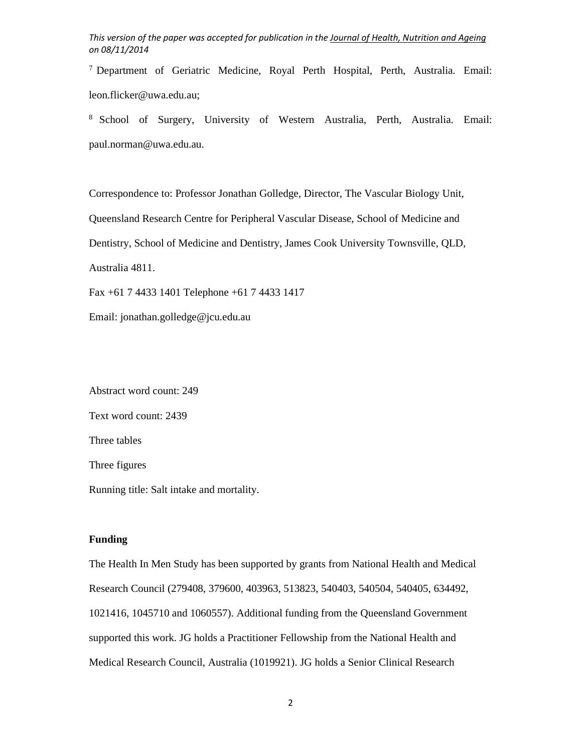[7] Department of Geriatric Medicine, Royal Perth Hospital, Perth, Australia. Email: leon.flicker@uwa.edu.au;

[8] School of Surgery, University of Western Australia, Perth, Australia. Email: paul.norman@uwa.edu.au.

Correspondence to: Professor Jonathan Golledge, Director, The Vascular Biology Unit, Queensland Research Centre for Peripheral Vascular Disease, School of Medicine and Dentistry, School of Medicine and Dentistry, James Cook University Townsville, QLD, Australia 4811.

Fax +61 7 4433 1401 Telephone +61 7 4433 1417

Email: jonathan.golledge@jcu.edu.au

Abstract word count: 249

Text word count: 2439

Three tables

Three figures

Running title: Salt intake and mortality.

**Funding**

The Health In Men Study has been supported by grants from National Health and Medical Research Council (279408, 379600, 403963, 513823, 540403, 540504, 540405, 634492, 1021416, 1045710 and 1060557). Additional funding from the Queensland Government supported this work. JG holds a Practitioner Fellowship from the National Health and Medical Research Council, Australia (1019921). JG holds a Senior Clinical Research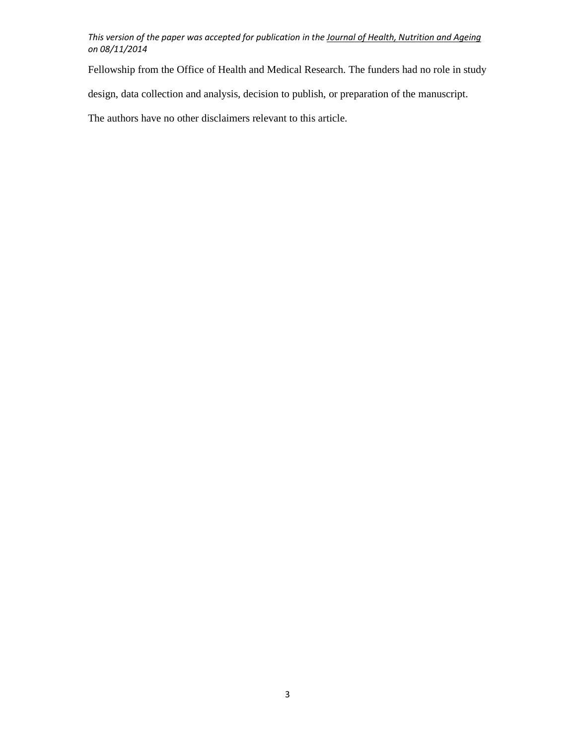Fellowship from the Office of Health and Medical Research. The funders had no role in study design, data collection and analysis, decision to publish, or preparation of the manuscript. The authors have no other disclaimers relevant to this article.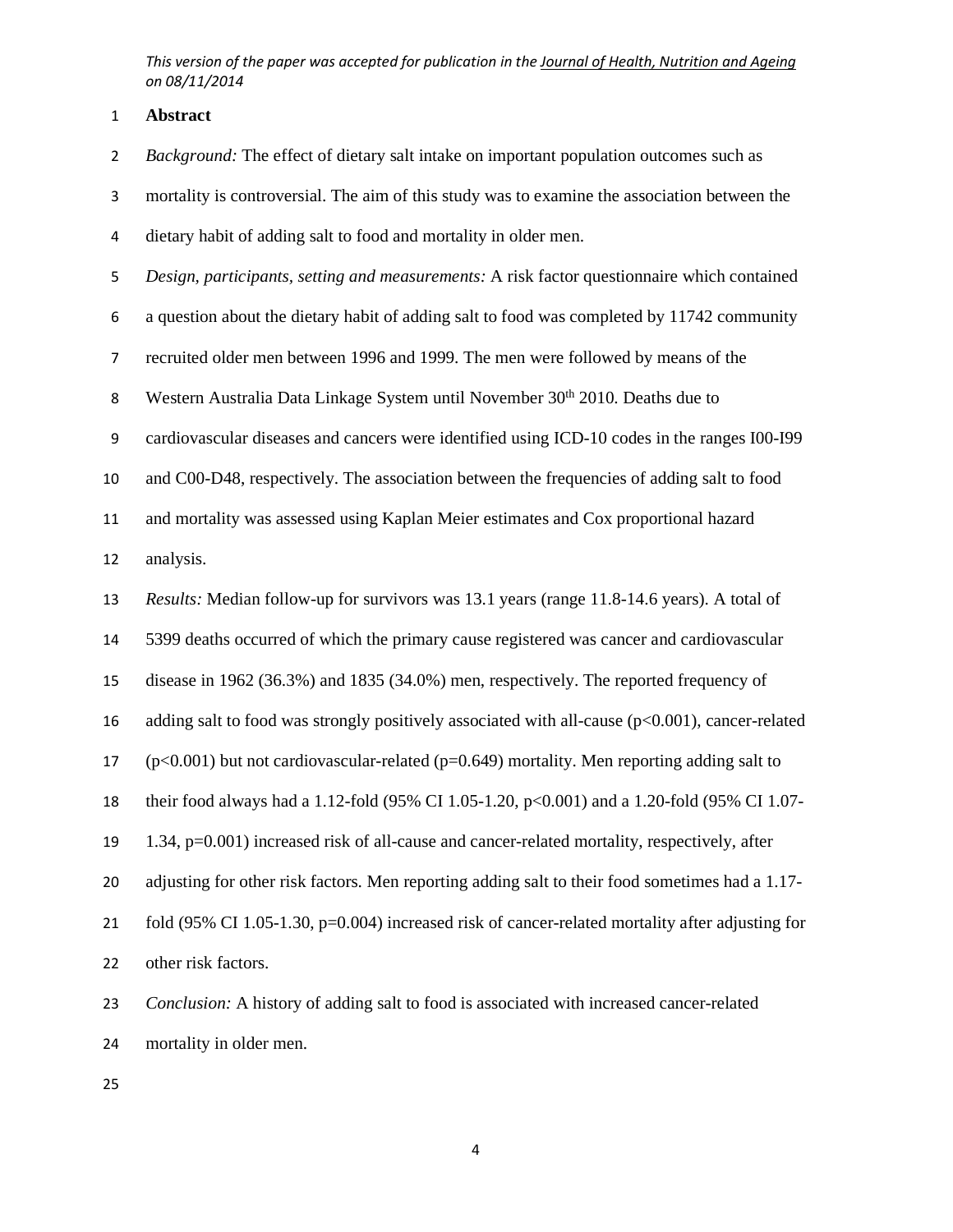# Abstract

*Background:* The effect of dietary salt intake on important population outcomes such as mortality is controversial. The aim of this study was to examine the association between the dietary habit of adding salt to food and mortality in older men.

*Design, participants, setting and measurements:* A risk factor questionnaire which contained a question about the dietary habit of adding salt to food was completed by 11742 community recruited older men between 1996 and 1999. The men were followed by means of the Western Australia Data Linkage System until November 30th 2010. Deaths due to cardiovascular diseases and cancers were identified using ICD-10 codes in the ranges I00-I99 and C00-D48, respectively. The association between the frequencies of adding salt to food and mortality was assessed using Kaplan Meier estimates and Cox proportional hazard analysis.

*Results:* Median follow-up for survivors was 13.1 years (range 11.8-14.6 years). A total of 5399 deaths occurred of which the primary cause registered was cancer and cardiovascular disease in 1962 (36.3%) and 1835 (34.0%) men, respectively. The reported frequency of adding salt to food was strongly positively associated with all-cause ($p<0.001$), cancer-related ($p<0.001$) but not cardiovascular-related ($p=0.649$) mortality. Men reporting adding salt to their food always had a 1.12-fold (95% CI 1.05-1.20, $p<0.001$) and a 1.20-fold (95% CI 1.07-1.34, $p=0.001$) increased risk of all-cause and cancer-related mortality, respectively, after adjusting for other risk factors. Men reporting adding salt to their food sometimes had a 1.17-fold (95% CI 1.05-1.30, $p=0.004$) increased risk of cancer-related mortality after adjusting for other risk factors.

*Conclusion:* A history of adding salt to food is associated with increased cancer-related mortality in older men.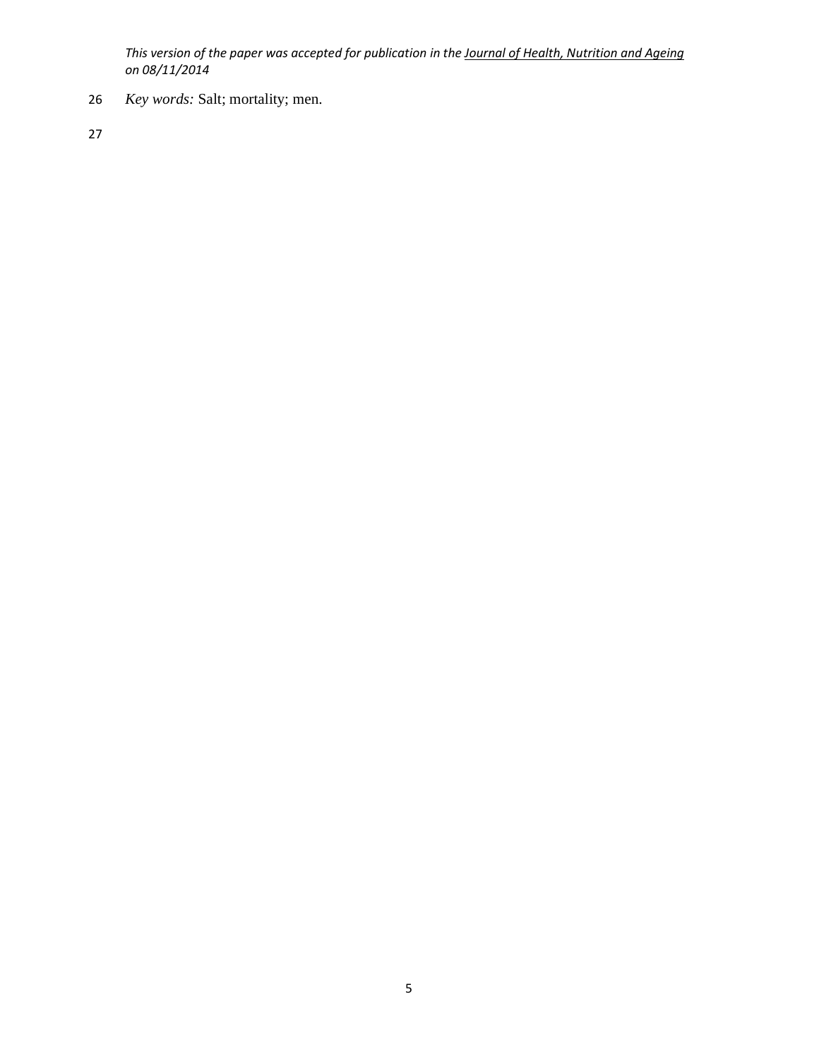*Key words:* Salt; mortality; men.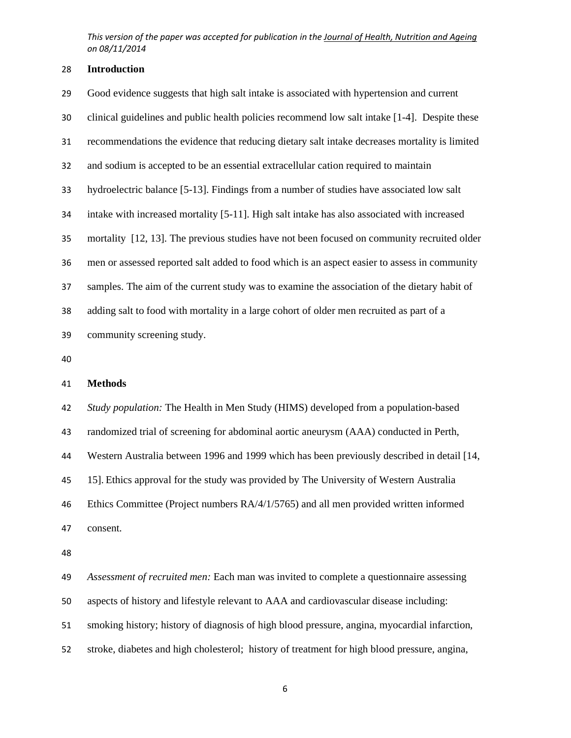## Introduction

Good evidence suggests that high salt intake is associated with hypertension and current clinical guidelines and public health policies recommend low salt intake [1-4]. Despite these recommendations the evidence that reducing dietary salt intake decreases mortality is limited and sodium is accepted to be an essential extracellular cation required to maintain hydroelectric balance [5-13]. Findings from a number of studies have associated low salt intake with increased mortality [5-11]. High salt intake has also associated with increased mortality [12, 13]. The previous studies have not been focused on community recruited older men or assessed reported salt added to food which is an aspect easier to assess in community samples. The aim of the current study was to examine the association of the dietary habit of adding salt to food with mortality in a large cohort of older men recruited as part of a community screening study.

## Methods

*Study population:* The Health in Men Study (HIMS) developed from a population-based randomized trial of screening for abdominal aortic aneurysm (AAA) conducted in Perth, Western Australia between 1996 and 1999 which has been previously described in detail [14, 15]. Ethics approval for the study was provided by The University of Western Australia Ethics Committee (Project numbers RA/4/1/5765) and all men provided written informed consent.

*Assessment of recruited men:* Each man was invited to complete a questionnaire assessing aspects of history and lifestyle relevant to AAA and cardiovascular disease including: smoking history; history of diagnosis of high blood pressure, angina, myocardial infarction, stroke, diabetes and high cholesterol; history of treatment for high blood pressure, angina,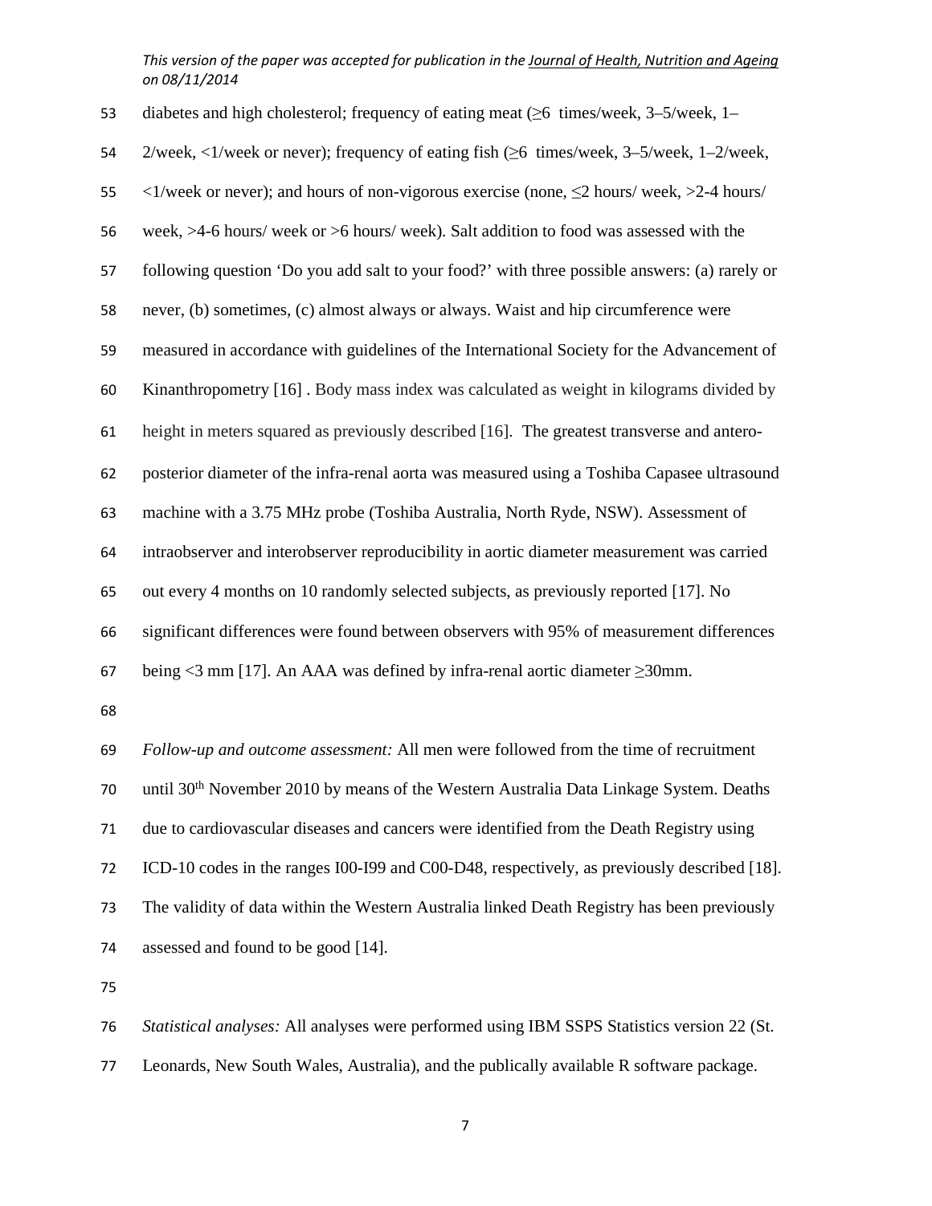diabetes and high cholesterol; frequency of eating meat (≥6 times/week, 3–5/week, 1–2/week, <1/week or never); frequency of eating fish (≥6 times/week, 3–5/week, 1–2/week, <1/week or never); and hours of non-vigorous exercise (none, ≤2 hours/ week, >2-4 hours/ week, >4-6 hours/ week or >6 hours/ week). Salt addition to food was assessed with the following question 'Do you add salt to your food?' with three possible answers: (a) rarely or never, (b) sometimes, (c) almost always or always. Waist and hip circumference were measured in accordance with guidelines of the International Society for the Advancement of Kinanthropometry [16] . Body mass index was calculated as weight in kilograms divided by height in meters squared as previously described [16]. The greatest transverse and antero-posterior diameter of the infra-renal aorta was measured using a Toshiba Capasee ultrasound machine with a 3.75 MHz probe (Toshiba Australia, North Ryde, NSW). Assessment of intraobserver and interobserver reproducibility in aortic diameter measurement was carried out every 4 months on 10 randomly selected subjects, as previously reported [17]. No significant differences were found between observers with 95% of measurement differences being <3 mm [17]. An AAA was defined by infra-renal aortic diameter ≥30mm.

*Follow-up and outcome assessment:* All men were followed from the time of recruitment until 30th November 2010 by means of the Western Australia Data Linkage System. Deaths due to cardiovascular diseases and cancers were identified from the Death Registry using ICD-10 codes in the ranges I00-I99 and C00-D48, respectively, as previously described [18]. The validity of data within the Western Australia linked Death Registry has been previously assessed and found to be good [14].

*Statistical analyses:* All analyses were performed using IBM SSPS Statistics version 22 (St. Leonards, New South Wales, Australia), and the publically available R software package.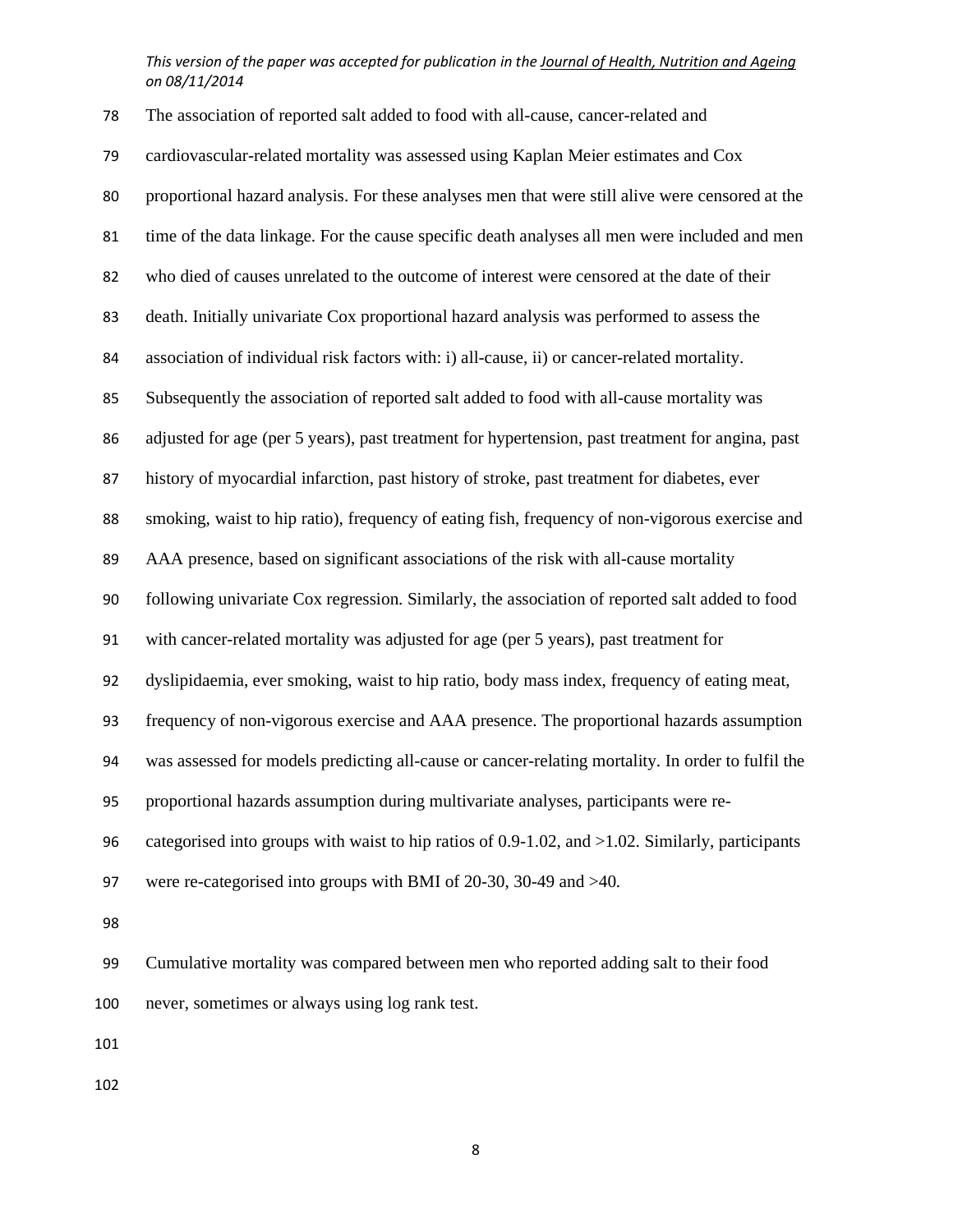The association of reported salt added to food with all-cause, cancer-related and cardiovascular-related mortality was assessed using Kaplan Meier estimates and Cox proportional hazard analysis. For these analyses men that were still alive were censored at the time of the data linkage. For the cause specific death analyses all men were included and men who died of causes unrelated to the outcome of interest were censored at the date of their death. Initially univariate Cox proportional hazard analysis was performed to assess the association of individual risk factors with: i) all-cause, ii) or cancer-related mortality. Subsequently the association of reported salt added to food with all-cause mortality was adjusted for age (per 5 years), past treatment for hypertension, past treatment for angina, past history of myocardial infarction, past history of stroke, past treatment for diabetes, ever smoking, waist to hip ratio), frequency of eating fish, frequency of non-vigorous exercise and AAA presence, based on significant associations of the risk with all-cause mortality following univariate Cox regression. Similarly, the association of reported salt added to food with cancer-related mortality was adjusted for age (per 5 years), past treatment for dyslipidaemia, ever smoking, waist to hip ratio, body mass index, frequency of eating meat, frequency of non-vigorous exercise and AAA presence. The proportional hazards assumption was assessed for models predicting all-cause or cancer-relating mortality. In order to fulfil the proportional hazards assumption during multivariate analyses, participants were re-categorised into groups with waist to hip ratios of 0.9-1.02, and >1.02. Similarly, participants were re-categorised into groups with BMI of 20-30, 30-49 and >40.

Cumulative mortality was compared between men who reported adding salt to their food never, sometimes or always using log rank test.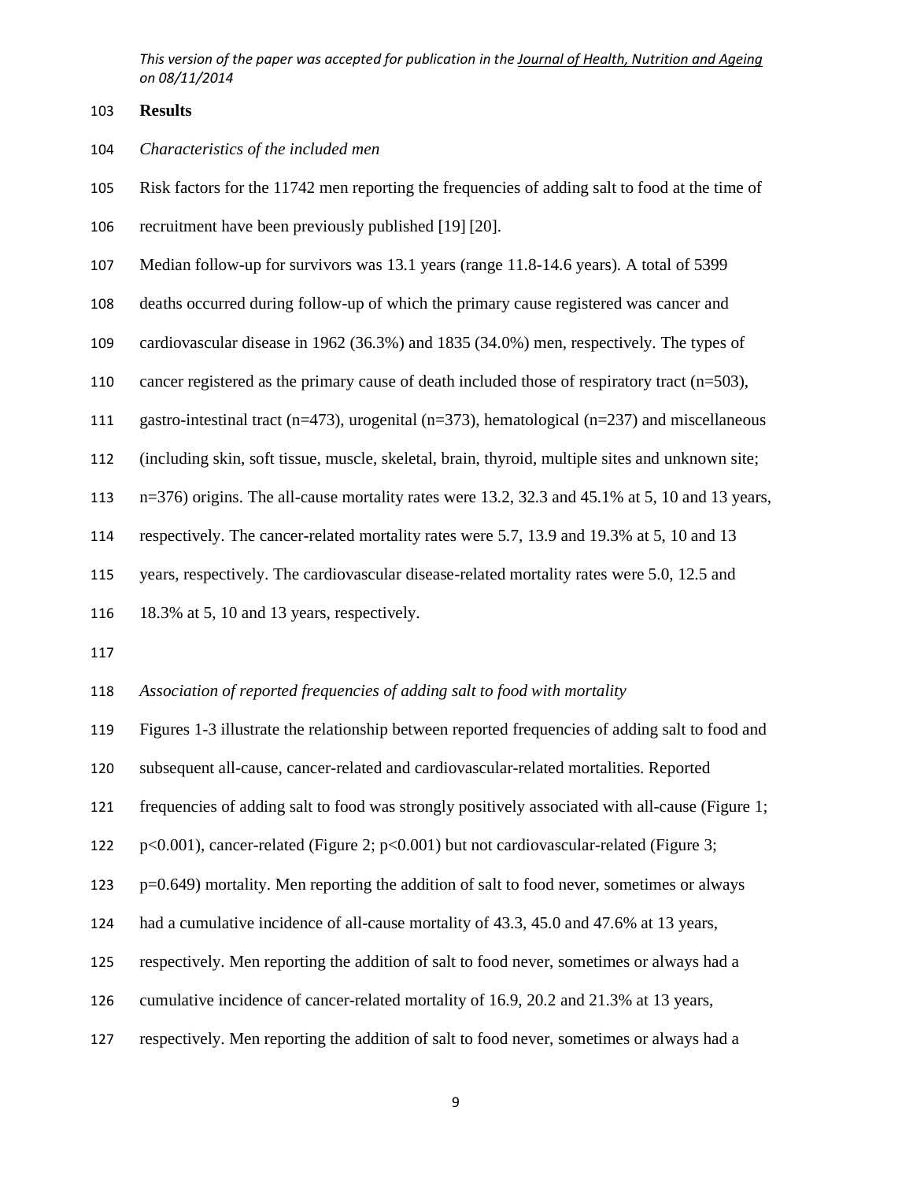## Results

*Characteristics of the included men*

Risk factors for the 11742 men reporting the frequencies of adding salt to food at the time of recruitment have been previously published [19] [20].

Median follow-up for survivors was 13.1 years (range 11.8-14.6 years). A total of 5399 deaths occurred during follow-up of which the primary cause registered was cancer and cardiovascular disease in 1962 (36.3%) and 1835 (34.0%) men, respectively. The types of cancer registered as the primary cause of death included those of respiratory tract (n=503), gastro-intestinal tract (n=473), urogenital (n=373), hematological (n=237) and miscellaneous (including skin, soft tissue, muscle, skeletal, brain, thyroid, multiple sites and unknown site; n=376) origins. The all-cause mortality rates were 13.2, 32.3 and 45.1% at 5, 10 and 13 years, respectively. The cancer-related mortality rates were 5.7, 13.9 and 19.3% at 5, 10 and 13 years, respectively. The cardiovascular disease-related mortality rates were 5.0, 12.5 and 18.3% at 5, 10 and 13 years, respectively.

*Association of reported frequencies of adding salt to food with mortality*

Figures 1-3 illustrate the relationship between reported frequencies of adding salt to food and subsequent all-cause, cancer-related and cardiovascular-related mortalities. Reported frequencies of adding salt to food was strongly positively associated with all-cause (Figure 1; $p<0.001$), cancer-related (Figure 2; $p<0.001$) but not cardiovascular-related (Figure 3; $p=0.649$) mortality. Men reporting the addition of salt to food never, sometimes or always had a cumulative incidence of all-cause mortality of 43.3, 45.0 and 47.6% at 13 years, respectively. Men reporting the addition of salt to food never, sometimes or always had a cumulative incidence of cancer-related mortality of 16.9, 20.2 and 21.3% at 13 years, respectively. Men reporting the addition of salt to food never, sometimes or always had a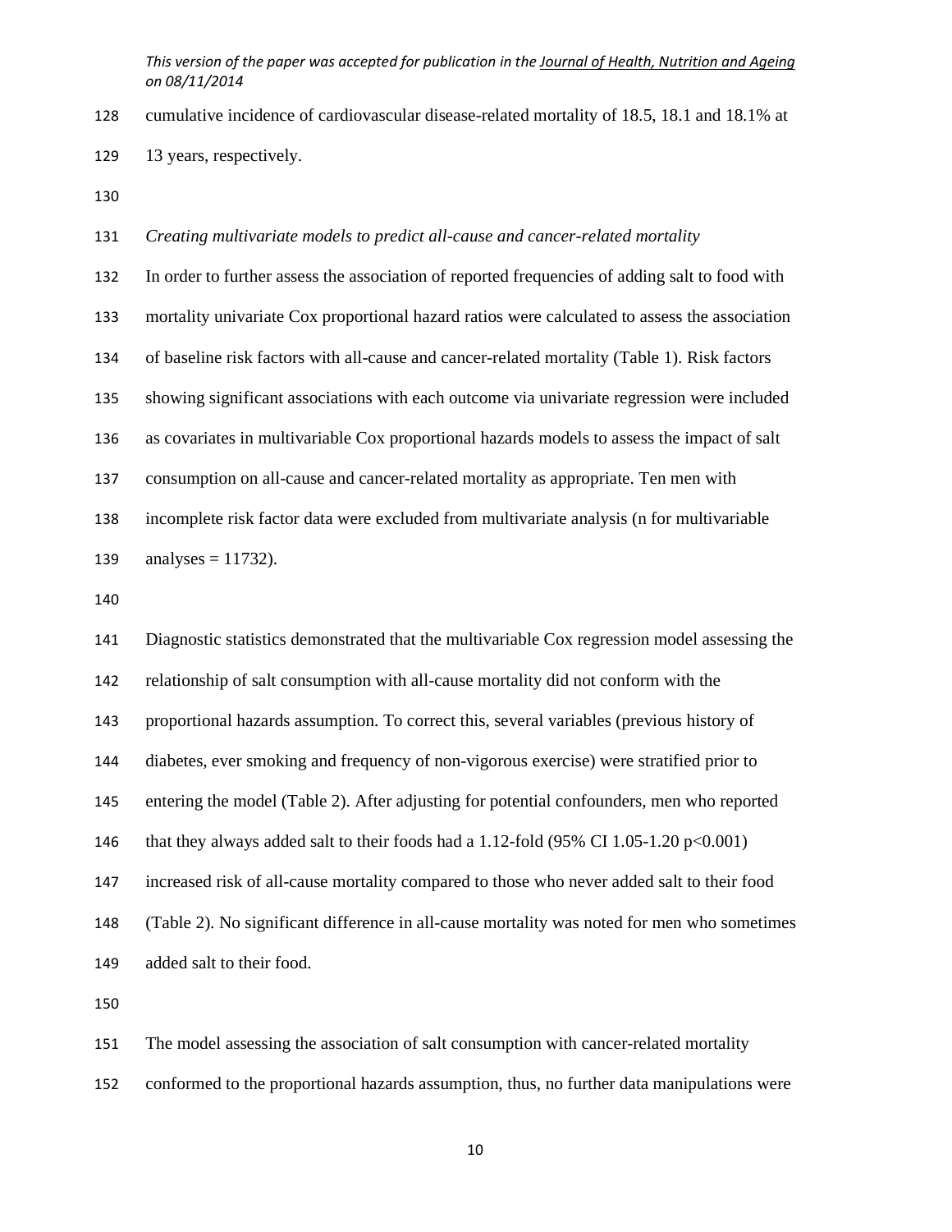cumulative incidence of cardiovascular disease-related mortality of 18.5, 18.1 and 18.1% at 13 years, respectively.

*Creating multivariate models to predict all-cause and cancer-related mortality*

In order to further assess the association of reported frequencies of adding salt to food with mortality univariate Cox proportional hazard ratios were calculated to assess the association of baseline risk factors with all-cause and cancer-related mortality (Table 1). Risk factors showing significant associations with each outcome via univariate regression were included as covariates in multivariable Cox proportional hazards models to assess the impact of salt consumption on all-cause and cancer-related mortality as appropriate. Ten men with incomplete risk factor data were excluded from multivariate analysis (n for multivariable analyses = 11732).

Diagnostic statistics demonstrated that the multivariable Cox regression model assessing the relationship of salt consumption with all-cause mortality did not conform with the proportional hazards assumption. To correct this, several variables (previous history of diabetes, ever smoking and frequency of non-vigorous exercise) were stratified prior to entering the model (Table 2). After adjusting for potential confounders, men who reported that they always added salt to their foods had a 1.12-fold (95% CI 1.05-1.20 $p<0.001$) increased risk of all-cause mortality compared to those who never added salt to their food (Table 2). No significant difference in all-cause mortality was noted for men who sometimes added salt to their food.

The model assessing the association of salt consumption with cancer-related mortality conformed to the proportional hazards assumption, thus, no further data manipulations were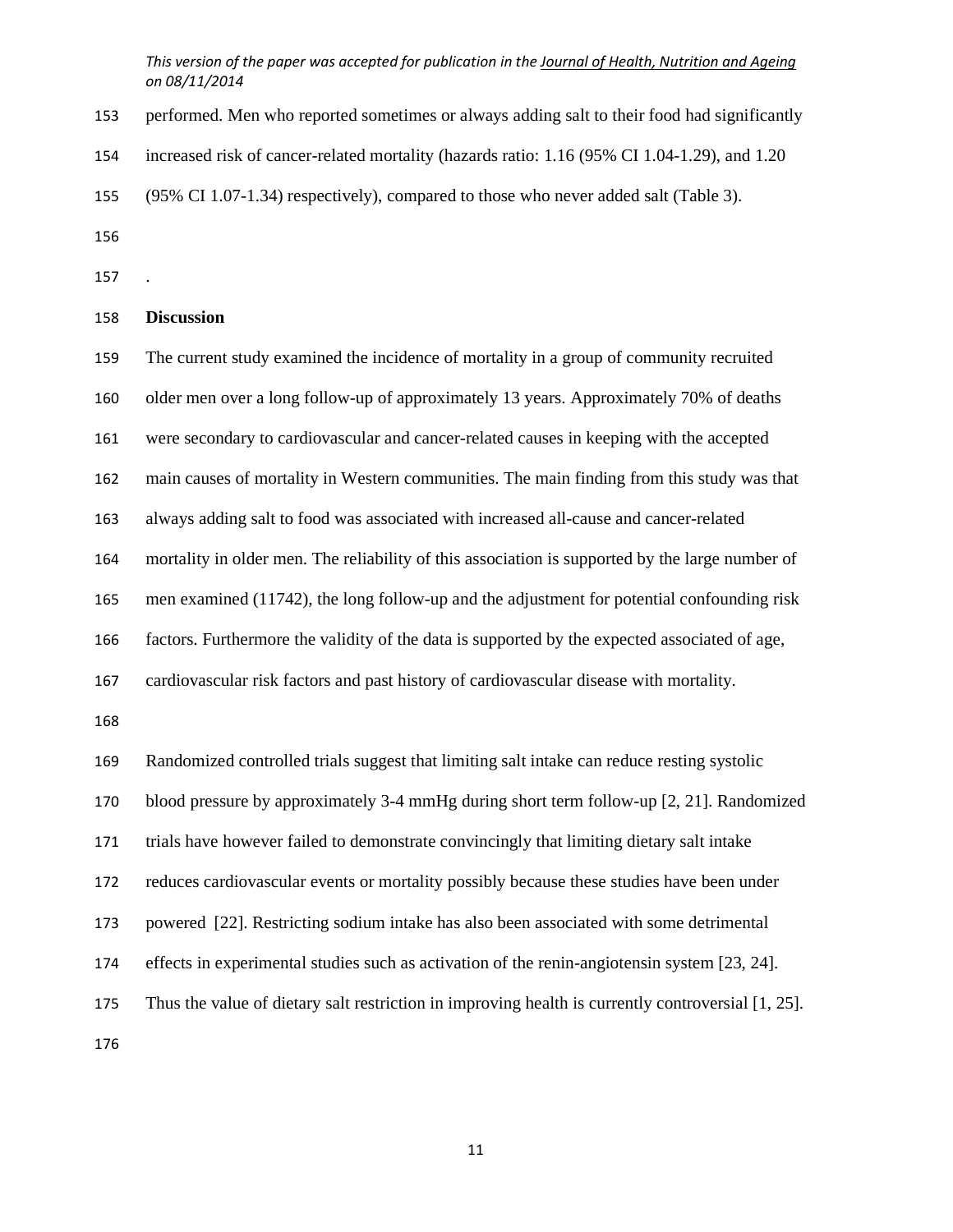performed. Men who reported sometimes or always adding salt to their food had significantly increased risk of cancer-related mortality (hazards ratio: 1.16 (95% CI 1.04-1.29), and 1.20 (95% CI 1.07-1.34) respectively), compared to those who never added salt (Table 3).

.

**Discussion**

The current study examined the incidence of mortality in a group of community recruited older men over a long follow-up of approximately 13 years. Approximately 70% of deaths were secondary to cardiovascular and cancer-related causes in keeping with the accepted main causes of mortality in Western communities. The main finding from this study was that always adding salt to food was associated with increased all-cause and cancer-related mortality in older men. The reliability of this association is supported by the large number of men examined (11742), the long follow-up and the adjustment for potential confounding risk factors. Furthermore the validity of the data is supported by the expected associated of age, cardiovascular risk factors and past history of cardiovascular disease with mortality.

Randomized controlled trials suggest that limiting salt intake can reduce resting systolic blood pressure by approximately 3-4 mmHg during short term follow-up [2, 21]. Randomized trials have however failed to demonstrate convincingly that limiting dietary salt intake reduces cardiovascular events or mortality possibly because these studies have been under powered [22]. Restricting sodium intake has also been associated with some detrimental effects in experimental studies such as activation of the renin-angiotensin system [23, 24]. Thus the value of dietary salt restriction in improving health is currently controversial [1, 25].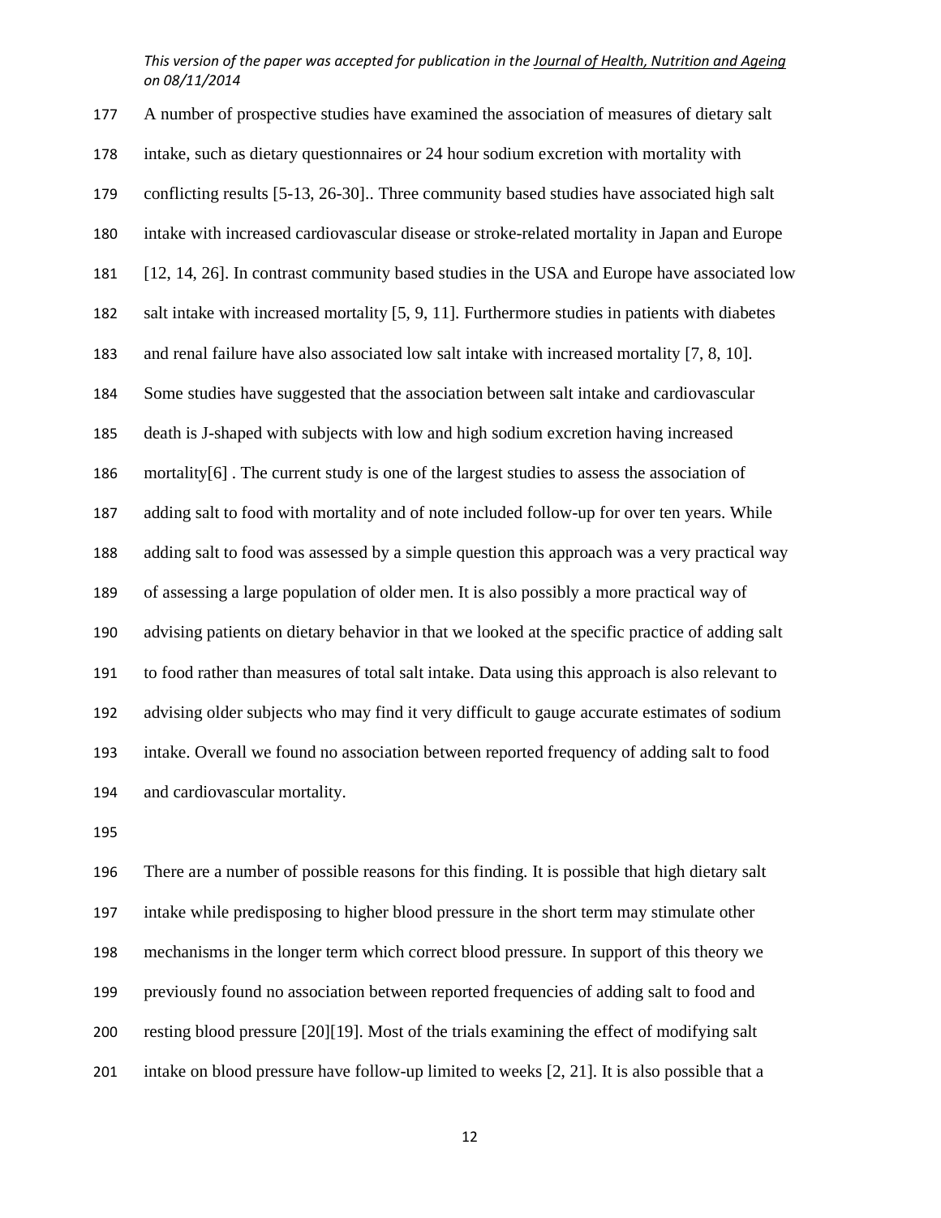A number of prospective studies have examined the association of measures of dietary salt intake, such as dietary questionnaires or 24 hour sodium excretion with mortality with conflicting results [5-13, 26-30].. Three community based studies have associated high salt intake with increased cardiovascular disease or stroke-related mortality in Japan and Europe [12, 14, 26]. In contrast community based studies in the USA and Europe have associated low salt intake with increased mortality [5, 9, 11]. Furthermore studies in patients with diabetes and renal failure have also associated low salt intake with increased mortality [7, 8, 10]. Some studies have suggested that the association between salt intake and cardiovascular death is J-shaped with subjects with low and high sodium excretion having increased mortality[6] . The current study is one of the largest studies to assess the association of adding salt to food with mortality and of note included follow-up for over ten years. While adding salt to food was assessed by a simple question this approach was a very practical way of assessing a large population of older men. It is also possibly a more practical way of advising patients on dietary behavior in that we looked at the specific practice of adding salt to food rather than measures of total salt intake. Data using this approach is also relevant to advising older subjects who may find it very difficult to gauge accurate estimates of sodium intake. Overall we found no association between reported frequency of adding salt to food and cardiovascular mortality.

There are a number of possible reasons for this finding. It is possible that high dietary salt intake while predisposing to higher blood pressure in the short term may stimulate other mechanisms in the longer term which correct blood pressure. In support of this theory we previously found no association between reported frequencies of adding salt to food and resting blood pressure [20][19]. Most of the trials examining the effect of modifying salt intake on blood pressure have follow-up limited to weeks [2, 21]. It is also possible that a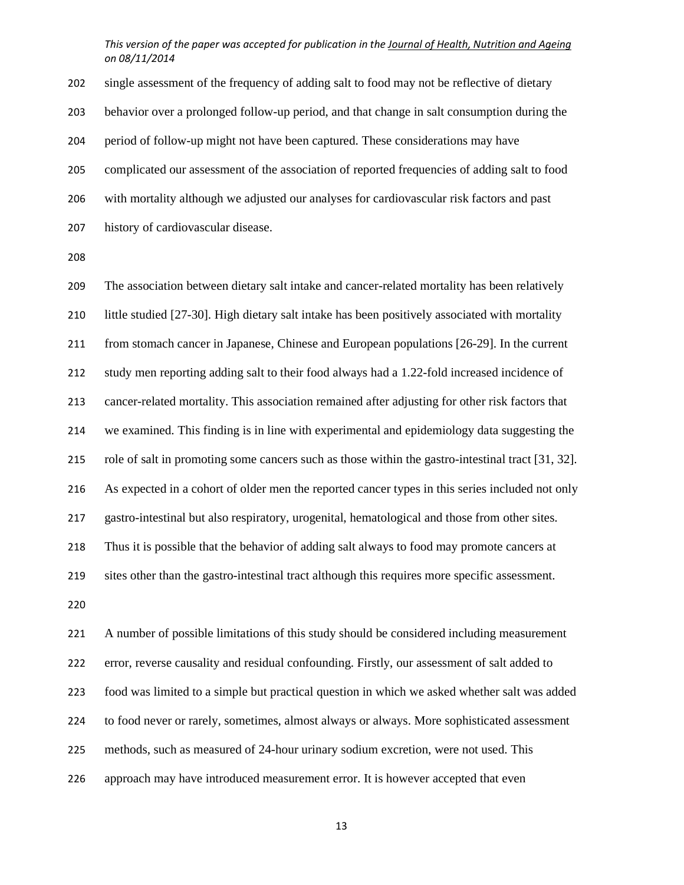single assessment of the frequency of adding salt to food may not be reflective of dietary behavior over a prolonged follow-up period, and that change in salt consumption during the period of follow-up might not have been captured. These considerations may have complicated our assessment of the association of reported frequencies of adding salt to food with mortality although we adjusted our analyses for cardiovascular risk factors and past history of cardiovascular disease.

The association between dietary salt intake and cancer-related mortality has been relatively little studied [27-30]. High dietary salt intake has been positively associated with mortality from stomach cancer in Japanese, Chinese and European populations [26-29]. In the current study men reporting adding salt to their food always had a 1.22-fold increased incidence of cancer-related mortality. This association remained after adjusting for other risk factors that we examined. This finding is in line with experimental and epidemiology data suggesting the role of salt in promoting some cancers such as those within the gastro-intestinal tract [31, 32]. As expected in a cohort of older men the reported cancer types in this series included not only gastro-intestinal but also respiratory, urogenital, hematological and those from other sites. Thus it is possible that the behavior of adding salt always to food may promote cancers at sites other than the gastro-intestinal tract although this requires more specific assessment.

A number of possible limitations of this study should be considered including measurement error, reverse causality and residual confounding. Firstly, our assessment of salt added to food was limited to a simple but practical question in which we asked whether salt was added to food never or rarely, sometimes, almost always or always. More sophisticated assessment methods, such as measured of 24-hour urinary sodium excretion, were not used. This approach may have introduced measurement error. It is however accepted that even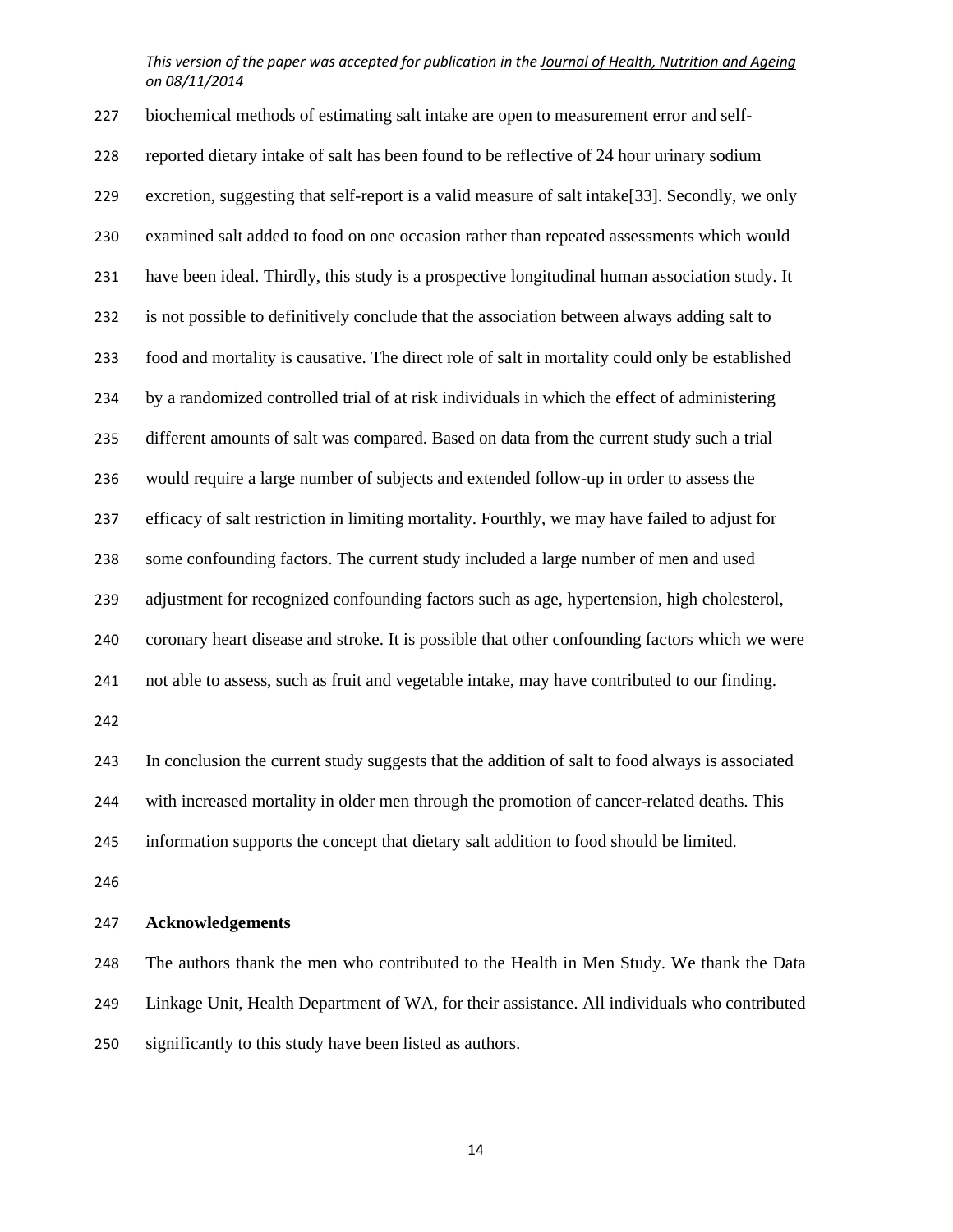biochemical methods of estimating salt intake are open to measurement error and self-reported dietary intake of salt has been found to be reflective of 24 hour urinary sodium excretion, suggesting that self-report is a valid measure of salt intake[33]. Secondly, we only examined salt added to food on one occasion rather than repeated assessments which would have been ideal. Thirdly, this study is a prospective longitudinal human association study. It is not possible to definitively conclude that the association between always adding salt to food and mortality is causative. The direct role of salt in mortality could only be established by a randomized controlled trial of at risk individuals in which the effect of administering different amounts of salt was compared. Based on data from the current study such a trial would require a large number of subjects and extended follow-up in order to assess the efficacy of salt restriction in limiting mortality. Fourthly, we may have failed to adjust for some confounding factors. The current study included a large number of men and used adjustment for recognized confounding factors such as age, hypertension, high cholesterol, coronary heart disease and stroke. It is possible that other confounding factors which we were not able to assess, such as fruit and vegetable intake, may have contributed to our finding.

In conclusion the current study suggests that the addition of salt to food always is associated with increased mortality in older men through the promotion of cancer-related deaths. This information supports the concept that dietary salt addition to food should be limited.

## Acknowledgements

The authors thank the men who contributed to the Health in Men Study. We thank the Data Linkage Unit, Health Department of WA, for their assistance. All individuals who contributed significantly to this study have been listed as authors.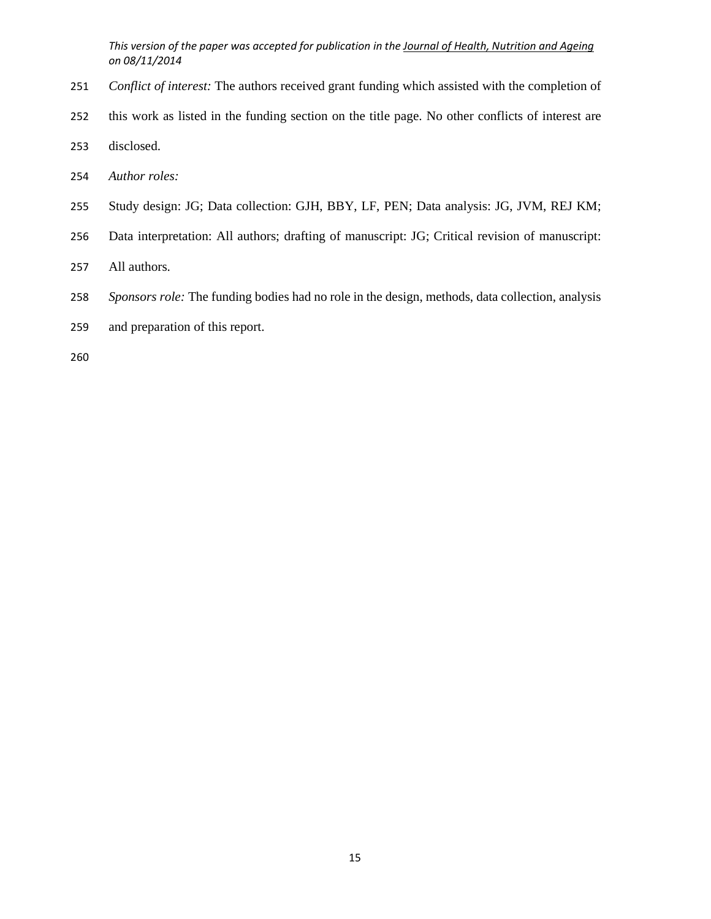*Conflict of interest:* The authors received grant funding which assisted with the completion of this work as listed in the funding section on the title page. No other conflicts of interest are disclosed.

*Author roles:*

Study design: JG; Data collection: GJH, BBY, LF, PEN; Data analysis: JG, JVM, REJ KM; Data interpretation: All authors; drafting of manuscript: JG; Critical revision of manuscript: All authors.

*Sponsors role:* The funding bodies had no role in the design, methods, data collection, analysis and preparation of this report.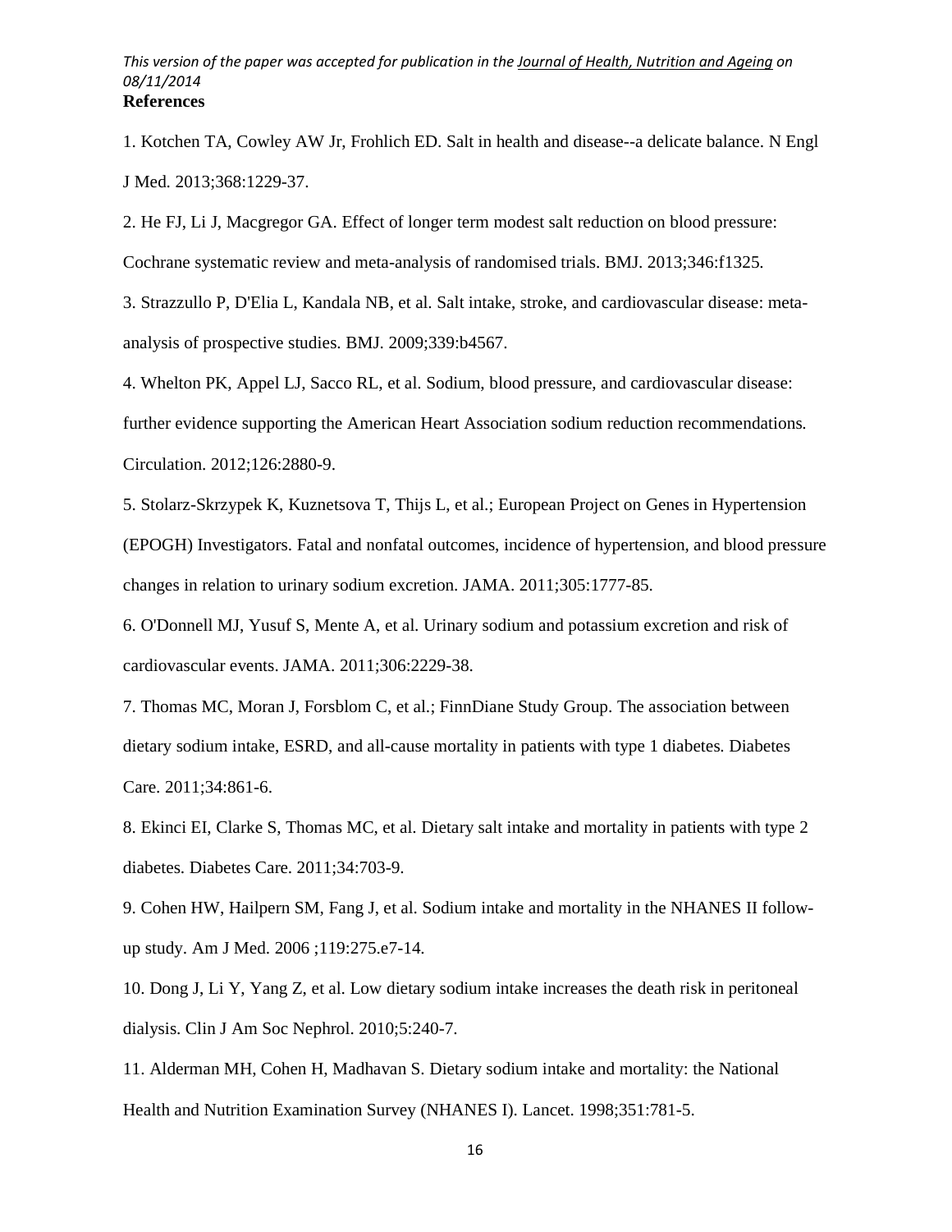**References**

1. Kotchen TA, Cowley AW Jr, Frohlich ED. Salt in health and disease--a delicate balance. N Engl J Med. 2013;368:1229-37.

2. He FJ, Li J, Macgregor GA. Effect of longer term modest salt reduction on blood pressure: Cochrane systematic review and meta-analysis of randomised trials. BMJ. 2013;346:f1325.

3. Strazzullo P, D'Elia L, Kandala NB, et al. Salt intake, stroke, and cardiovascular disease: meta-analysis of prospective studies. BMJ. 2009;339:b4567.

4. Whelton PK, Appel LJ, Sacco RL, et al. Sodium, blood pressure, and cardiovascular disease: further evidence supporting the American Heart Association sodium reduction recommendations. Circulation. 2012;126:2880-9.

5. Stolarz-Skrzypek K, Kuznetsova T, Thijs L, et al.; European Project on Genes in Hypertension (EPOGH) Investigators. Fatal and nonfatal outcomes, incidence of hypertension, and blood pressure changes in relation to urinary sodium excretion. JAMA. 2011;305:1777-85.

6. O'Donnell MJ, Yusuf S, Mente A, et al. Urinary sodium and potassium excretion and risk of cardiovascular events. JAMA. 2011;306:2229-38.

7. Thomas MC, Moran J, Forsblom C, et al.; FinnDiane Study Group. The association between dietary sodium intake, ESRD, and all-cause mortality in patients with type 1 diabetes. Diabetes Care. 2011;34:861-6.

8. Ekinci EI, Clarke S, Thomas MC, et al. Dietary salt intake and mortality in patients with type 2 diabetes. Diabetes Care. 2011;34:703-9.

9. Cohen HW, Hailpern SM, Fang J, et al. Sodium intake and mortality in the NHANES II follow-up study. Am J Med. 2006 ;119:275.e7-14.

10. Dong J, Li Y, Yang Z, et al. Low dietary sodium intake increases the death risk in peritoneal dialysis. Clin J Am Soc Nephrol. 2010;5:240-7.

11. Alderman MH, Cohen H, Madhavan S. Dietary sodium intake and mortality: the National Health and Nutrition Examination Survey (NHANES I). Lancet. 1998;351:781-5.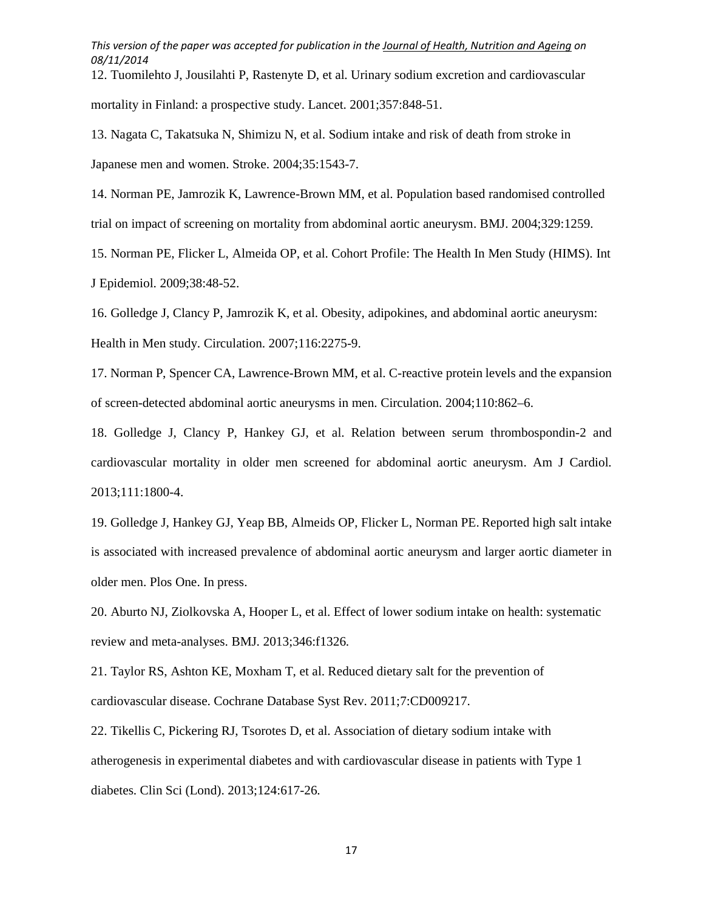12. Tuomilehto J, Jousilahti P, Rastenyte D, et al. Urinary sodium excretion and cardiovascular mortality in Finland: a prospective study. Lancet. 2001;357:848-51.

13. Nagata C, Takatsuka N, Shimizu N, et al. Sodium intake and risk of death from stroke in Japanese men and women. Stroke. 2004;35:1543-7.

14. Norman PE, Jamrozik K, Lawrence-Brown MM, et al. Population based randomised controlled trial on impact of screening on mortality from abdominal aortic aneurysm. BMJ. 2004;329:1259.

15. Norman PE, Flicker L, Almeida OP, et al. Cohort Profile: The Health In Men Study (HIMS). Int J Epidemiol. 2009;38:48-52.

16. Golledge J, Clancy P, Jamrozik K, et al. Obesity, adipokines, and abdominal aortic aneurysm: Health in Men study. Circulation. 2007;116:2275-9.

17. Norman P, Spencer CA, Lawrence-Brown MM, et al. C-reactive protein levels and the expansion of screen-detected abdominal aortic aneurysms in men. Circulation. 2004;110:862–6.

18. Golledge J, Clancy P, Hankey GJ, et al. Relation between serum thrombospondin-2 and cardiovascular mortality in older men screened for abdominal aortic aneurysm. Am J Cardiol. 2013;111:1800-4.

19. Golledge J, Hankey GJ, Yeap BB, Almeids OP, Flicker L, Norman PE. Reported high salt intake is associated with increased prevalence of abdominal aortic aneurysm and larger aortic diameter in older men. Plos One. In press.

20. Aburto NJ, Ziolkovska A, Hooper L, et al. Effect of lower sodium intake on health: systematic review and meta-analyses. BMJ. 2013;346:f1326.

21. Taylor RS, Ashton KE, Moxham T, et al. Reduced dietary salt for the prevention of cardiovascular disease. Cochrane Database Syst Rev. 2011;7:CD009217.

22. Tikellis C, Pickering RJ, Tsorotes D, et al. Association of dietary sodium intake with atherogenesis in experimental diabetes and with cardiovascular disease in patients with Type 1 diabetes. Clin Sci (Lond). 2013;124:617-26.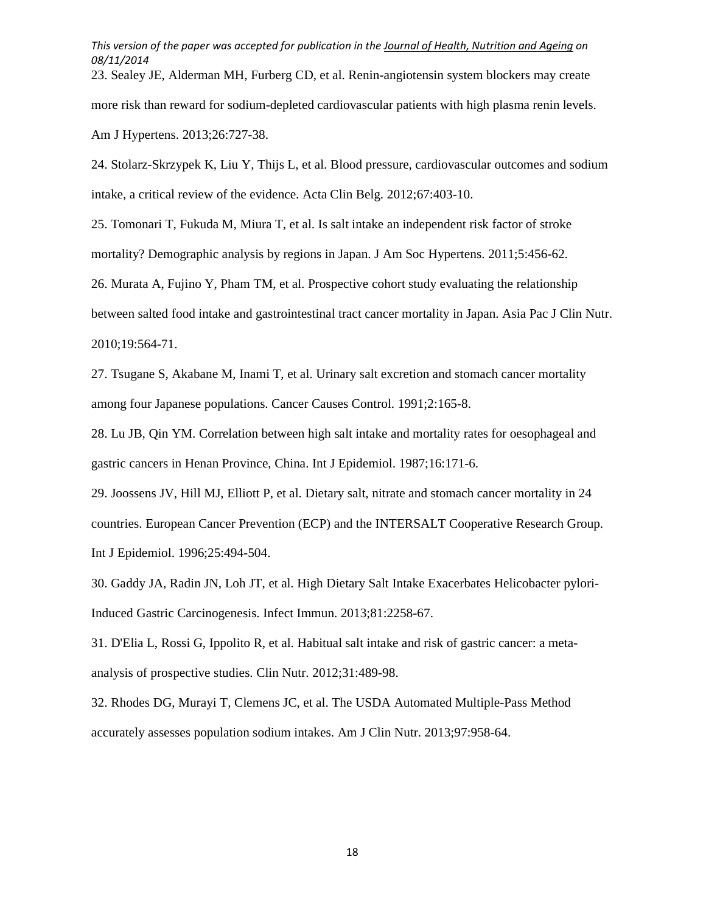23. Sealey JE, Alderman MH, Furberg CD, et al. Renin-angiotensin system blockers may create more risk than reward for sodium-depleted cardiovascular patients with high plasma renin levels. Am J Hypertens. 2013;26:727-38.

24. Stolarz-Skrzypek K, Liu Y, Thijs L, et al. Blood pressure, cardiovascular outcomes and sodium intake, a critical review of the evidence. Acta Clin Belg. 2012;67:403-10.

25. Tomonari T, Fukuda M, Miura T, et al. Is salt intake an independent risk factor of stroke mortality? Demographic analysis by regions in Japan. J Am Soc Hypertens. 2011;5:456-62.

26. Murata A, Fujino Y, Pham TM, et al. Prospective cohort study evaluating the relationship between salted food intake and gastrointestinal tract cancer mortality in Japan. Asia Pac J Clin Nutr. 2010;19:564-71.

27. Tsugane S, Akabane M, Inami T, et al. Urinary salt excretion and stomach cancer mortality among four Japanese populations. Cancer Causes Control. 1991;2:165-8.

28. Lu JB, Qin YM. Correlation between high salt intake and mortality rates for oesophageal and gastric cancers in Henan Province, China. Int J Epidemiol. 1987;16:171-6.

29. Joossens JV, Hill MJ, Elliott P, et al. Dietary salt, nitrate and stomach cancer mortality in 24 countries. European Cancer Prevention (ECP) and the INTERSALT Cooperative Research Group. Int J Epidemiol. 1996;25:494-504.

30. Gaddy JA, Radin JN, Loh JT, et al. High Dietary Salt Intake Exacerbates Helicobacter pylori-Induced Gastric Carcinogenesis. Infect Immun. 2013;81:2258-67.

31. D'Elia L, Rossi G, Ippolito R, et al. Habitual salt intake and risk of gastric cancer: a meta-analysis of prospective studies. Clin Nutr. 2012;31:489-98.

32. Rhodes DG, Murayi T, Clemens JC, et al. The USDA Automated Multiple-Pass Method accurately assesses population sodium intakes. Am J Clin Nutr. 2013;97:958-64.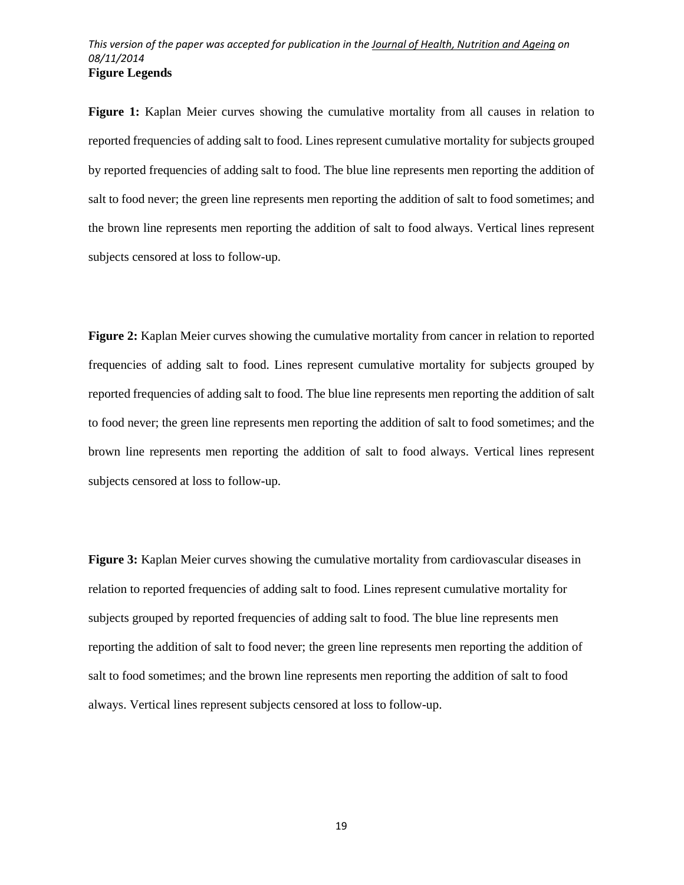## Figure Legends

**Figure 1:** Kaplan Meier curves showing the cumulative mortality from all causes in relation to reported frequencies of adding salt to food. Lines represent cumulative mortality for subjects grouped by reported frequencies of adding salt to food. The blue line represents men reporting the addition of salt to food never; the green line represents men reporting the addition of salt to food sometimes; and the brown line represents men reporting the addition of salt to food always. Vertical lines represent subjects censored at loss to follow-up.

**Figure 2:** Kaplan Meier curves showing the cumulative mortality from cancer in relation to reported frequencies of adding salt to food. Lines represent cumulative mortality for subjects grouped by reported frequencies of adding salt to food. The blue line represents men reporting the addition of salt to food never; the green line represents men reporting the addition of salt to food sometimes; and the brown line represents men reporting the addition of salt to food always. Vertical lines represent subjects censored at loss to follow-up.

**Figure 3:** Kaplan Meier curves showing the cumulative mortality from cardiovascular diseases in relation to reported frequencies of adding salt to food. Lines represent cumulative mortality for subjects grouped by reported frequencies of adding salt to food. The blue line represents men reporting the addition of salt to food never; the green line represents men reporting the addition of salt to food sometimes; and the brown line represents men reporting the addition of salt to food always. Vertical lines represent subjects censored at loss to follow-up.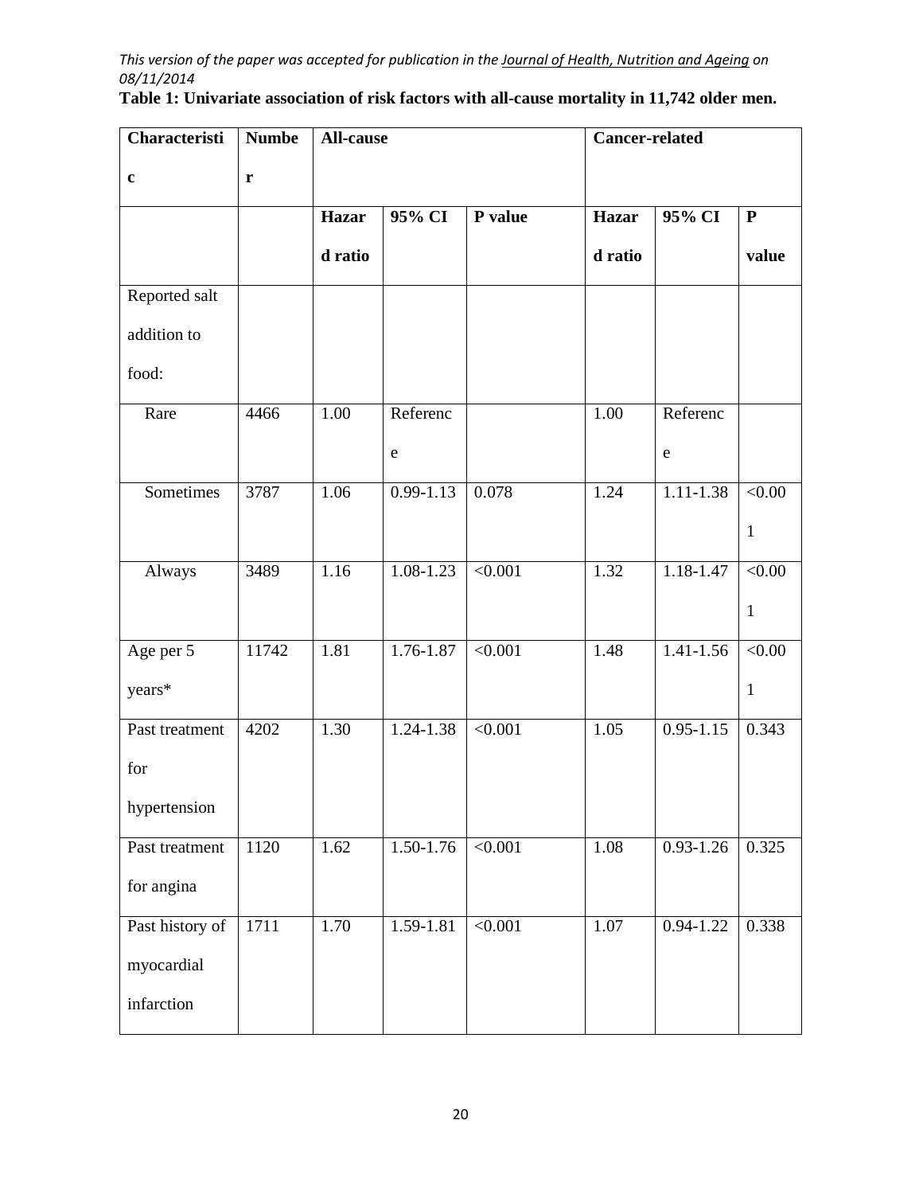Table 1: Univariate association of risk factors with all-cause mortality in 11,742 older men.

| Characteristic | Number | All-cause | | | Cancer-related | | |
|---|---|---|---|---|---|---|---|
| | | Hazard ratio | 95% CI | P value | Hazard ratio | 95% CI | P value |
| Reported salt addition to food: | | | | | | | |
| Rare | 4466 | 1.00 | Reference | | 1.00 | Reference | |
| Sometimes | 3787 | 1.06 | 0.99-1.13 | 0.078 | 1.24 | 1.11-1.38 | <0.001 |
| Always | 3489 | 1.16 | 1.08-1.23 | <0.001 | 1.32 | 1.18-1.47 | <0.001 |
| Age per 5 years* | 11742 | 1.81 | 1.76-1.87 | <0.001 | 1.48 | 1.41-1.56 | <0.001 |
| Past treatment for hypertension | 4202 | 1.30 | 1.24-1.38 | <0.001 | 1.05 | 0.95-1.15 | 0.343 |
| Past treatment for angina | 1120 | 1.62 | 1.50-1.76 | <0.001 | 1.08 | 0.93-1.26 | 0.325 |
| Past history of myocardial infarction | 1711 | 1.70 | 1.59-1.81 | <0.001 | 1.07 | 0.94-1.22 | 0.338 |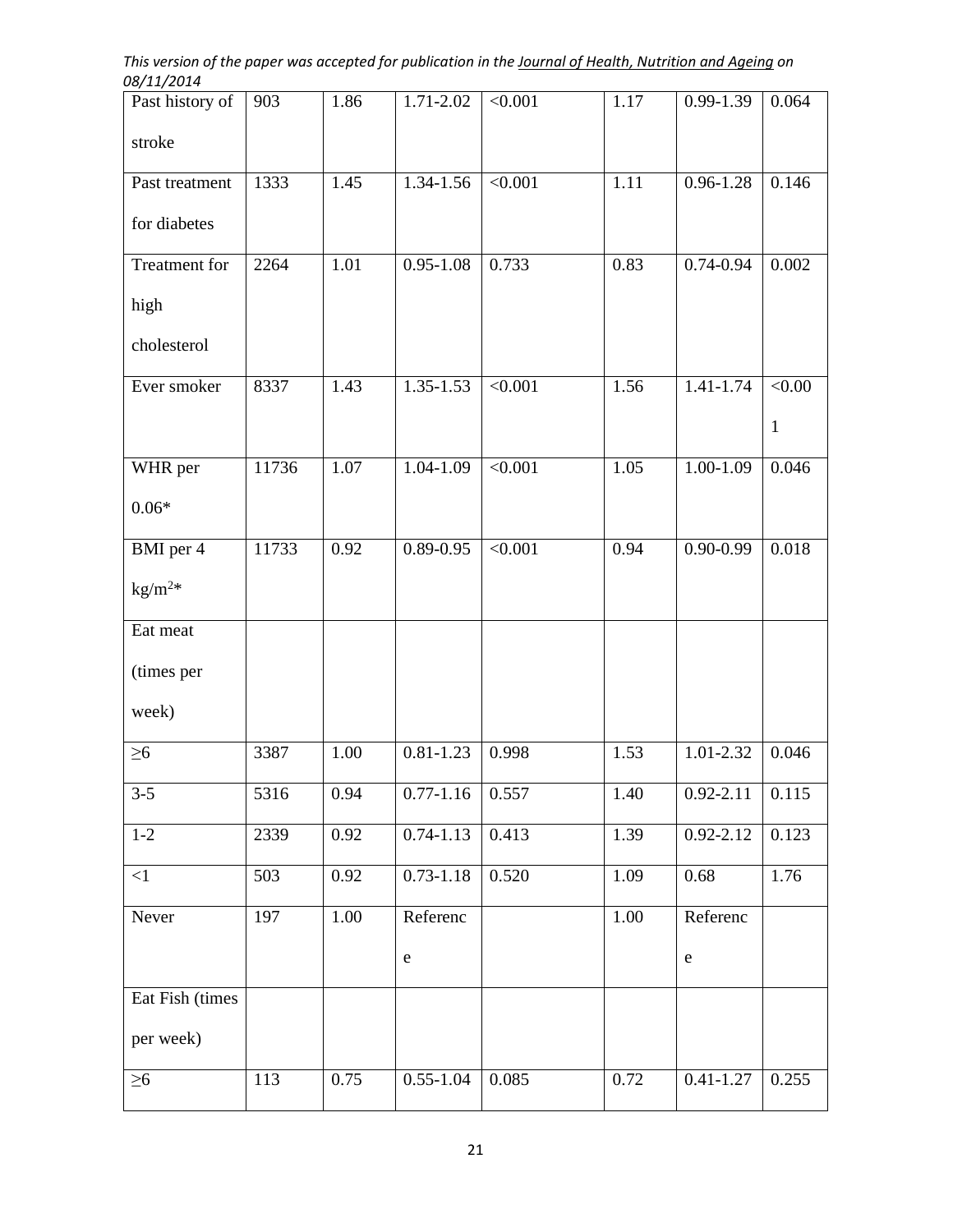| Past history of stroke | 903 | 1.86 | 1.71-2.02 | <0.001 | 1.17 | 0.99-1.39 | 0.064 |
|---|---|---|---|---|---|---|---|
| Past treatment for diabetes | 1333 | 1.45 | 1.34-1.56 | <0.001 | 1.11 | 0.96-1.28 | 0.146 |
| Treatment for high cholesterol | 2264 | 1.01 | 0.95-1.08 | 0.733 | 0.83 | 0.74-0.94 | 0.002 |
| Ever smoker | 8337 | 1.43 | 1.35-1.53 | <0.001 | 1.56 | 1.41-1.74 | <0.001 |
| WHR per 0.06* | 11736 | 1.07 | 1.04-1.09 | <0.001 | 1.05 | 1.00-1.09 | 0.046 |
| BMI per 4 kg/m$^2$* | 11733 | 0.92 | 0.89-0.95 | <0.001 | 0.94 | 0.90-0.99 | 0.018 |
| Eat meat (times per week) | | | | | | | |
| ≥6 | 3387 | 1.00 | 0.81-1.23 | 0.998 | 1.53 | 1.01-2.32 | 0.046 |
| 3-5 | 5316 | 0.94 | 0.77-1.16 | 0.557 | 1.40 | 0.92-2.11 | 0.115 |
| 1-2 | 2339 | 0.92 | 0.74-1.13 | 0.413 | 1.39 | 0.92-2.12 | 0.123 |
| <1 | 503 | 0.92 | 0.73-1.18 | 0.520 | 1.09 | 0.68 | 1.76 |
| Never | 197 | 1.00 | Reference | | 1.00 | Reference | |
| Eat Fish (times per week) | | | | | | | |
| ≥6 | 113 | 0.75 | 0.55-1.04 | 0.085 | 0.72 | 0.41-1.27 | 0.255 |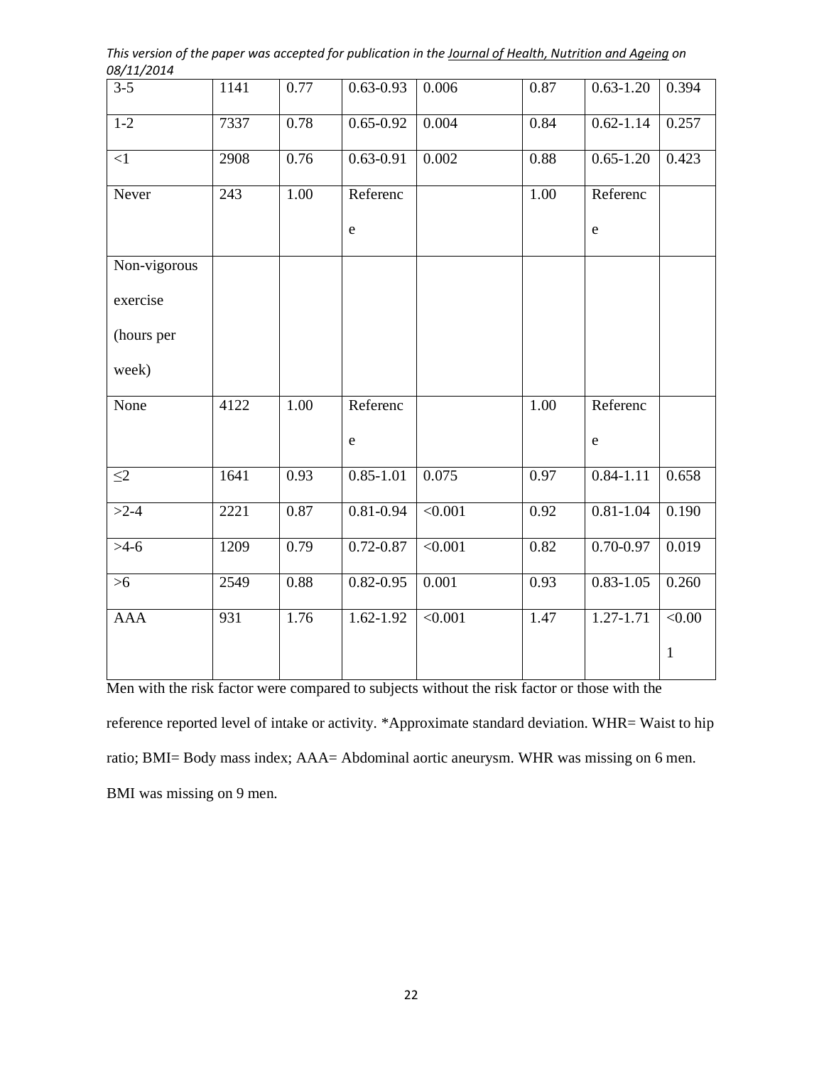| | | | | | | | |
|---|---|---|---|---|---|---|---|
| 3-5 | 1141 | 0.77 | 0.63-0.93 | 0.006 | 0.87 | 0.63-1.20 | 0.394 |
| 1-2 | 7337 | 0.78 | 0.65-0.92 | 0.004 | 0.84 | 0.62-1.14 | 0.257 |
| <1 | 2908 | 0.76 | 0.63-0.91 | 0.002 | 0.88 | 0.65-1.20 | 0.423 |
| Never | 243 | 1.00 | Reference | | 1.00 | Reference | |
| Non-vigorous exercise (hours per week) | | | | | | | |
| None | 4122 | 1.00 | Reference | | 1.00 | Reference | |
| ≤2 | 1641 | 0.93 | 0.85-1.01 | 0.075 | 0.97 | 0.84-1.11 | 0.658 |
| >2-4 | 2221 | 0.87 | 0.81-0.94 | <0.001 | 0.92 | 0.81-1.04 | 0.190 |
| >4-6 | 1209 | 0.79 | 0.72-0.87 | <0.001 | 0.82 | 0.70-0.97 | 0.019 |
| >6 | 2549 | 0.88 | 0.82-0.95 | 0.001 | 0.93 | 0.83-1.05 | 0.260 |
| AAA | 931 | 1.76 | 1.62-1.92 | <0.001 | 1.47 | 1.27-1.71 | <0.001 |

Men with the risk factor were compared to subjects without the risk factor or those with the reference reported level of intake or activity. *Approximate standard deviation. WHR= Waist to hip ratio; BMI= Body mass index; AAA= Abdominal aortic aneurysm. WHR was missing on 6 men. BMI was missing on 9 men.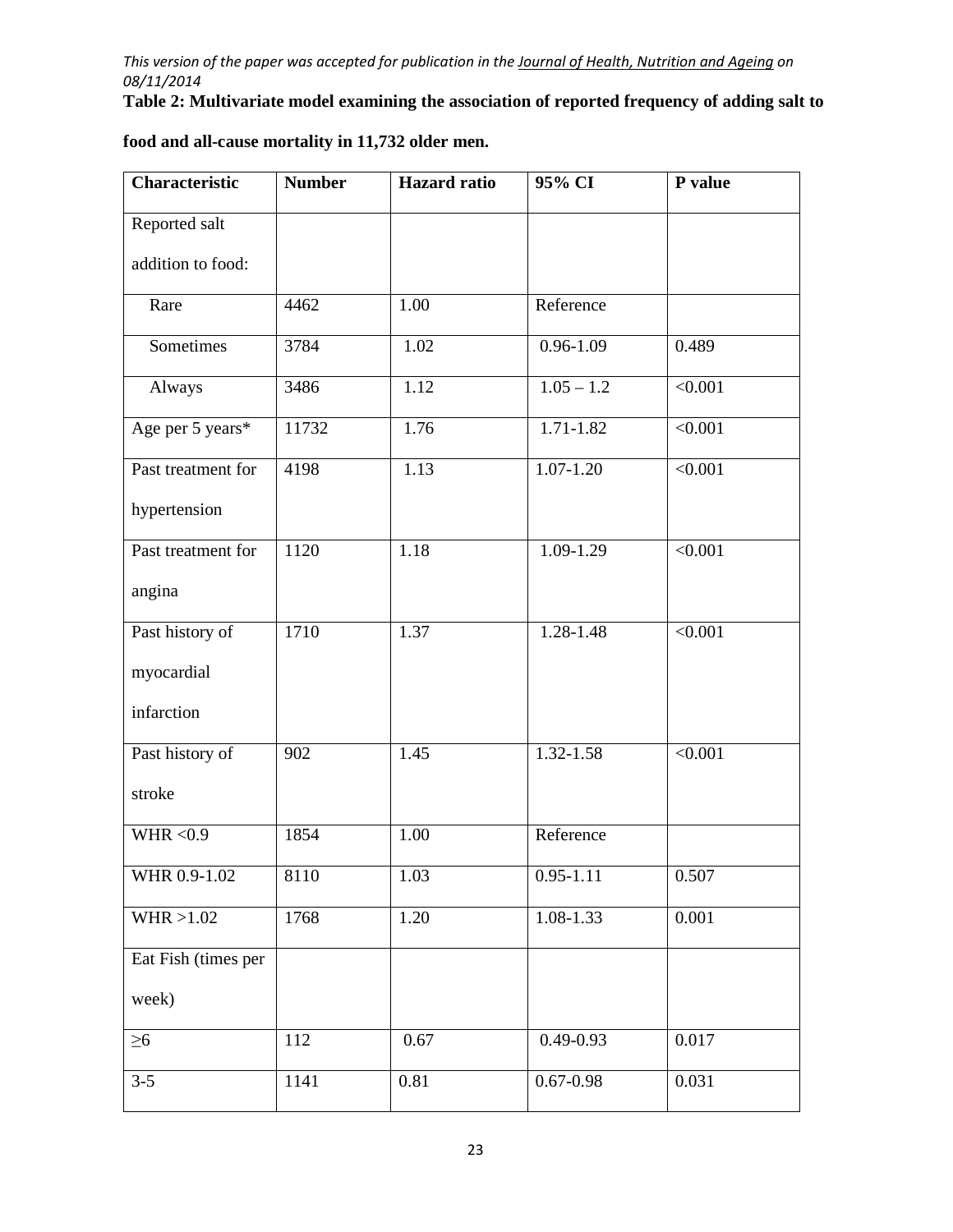This version of the paper was accepted for publication in the Journal of Health, Nutrition and Ageing on 08/11/2014

**Table 2: Multivariate model examining the association of reported frequency of adding salt to food and all-cause mortality in 11,732 older men.**

| Characteristic | Number | Hazard ratio | 95% CI | P value |
|---|---|---|---|---|
| Reported salt addition to food: | | | | |
| Rare | 4462 | 1.00 | Reference | |
| Sometimes | 3784 | 1.02 | 0.96-1.09 | 0.489 |
| Always | 3486 | 1.12 | 1.05 – 1.2 | <0.001 |
| Age per 5 years* | 11732 | 1.76 | 1.71-1.82 | <0.001 |
| Past treatment for hypertension | 4198 | 1.13 | 1.07-1.20 | <0.001 |
| Past treatment for angina | 1120 | 1.18 | 1.09-1.29 | <0.001 |
| Past history of myocardial infarction | 1710 | 1.37 | 1.28-1.48 | <0.001 |
| Past history of stroke | 902 | 1.45 | 1.32-1.58 | <0.001 |
| WHR <0.9 | 1854 | 1.00 | Reference | |
| WHR 0.9-1.02 | 8110 | 1.03 | 0.95-1.11 | 0.507 |
| WHR >1.02 | 1768 | 1.20 | 1.08-1.33 | 0.001 |
| Eat Fish (times per week) | | | | |
| ≥6 | 112 | 0.67 | 0.49-0.93 | 0.017 |
| 3-5 | 1141 | 0.81 | 0.67-0.98 | 0.031 |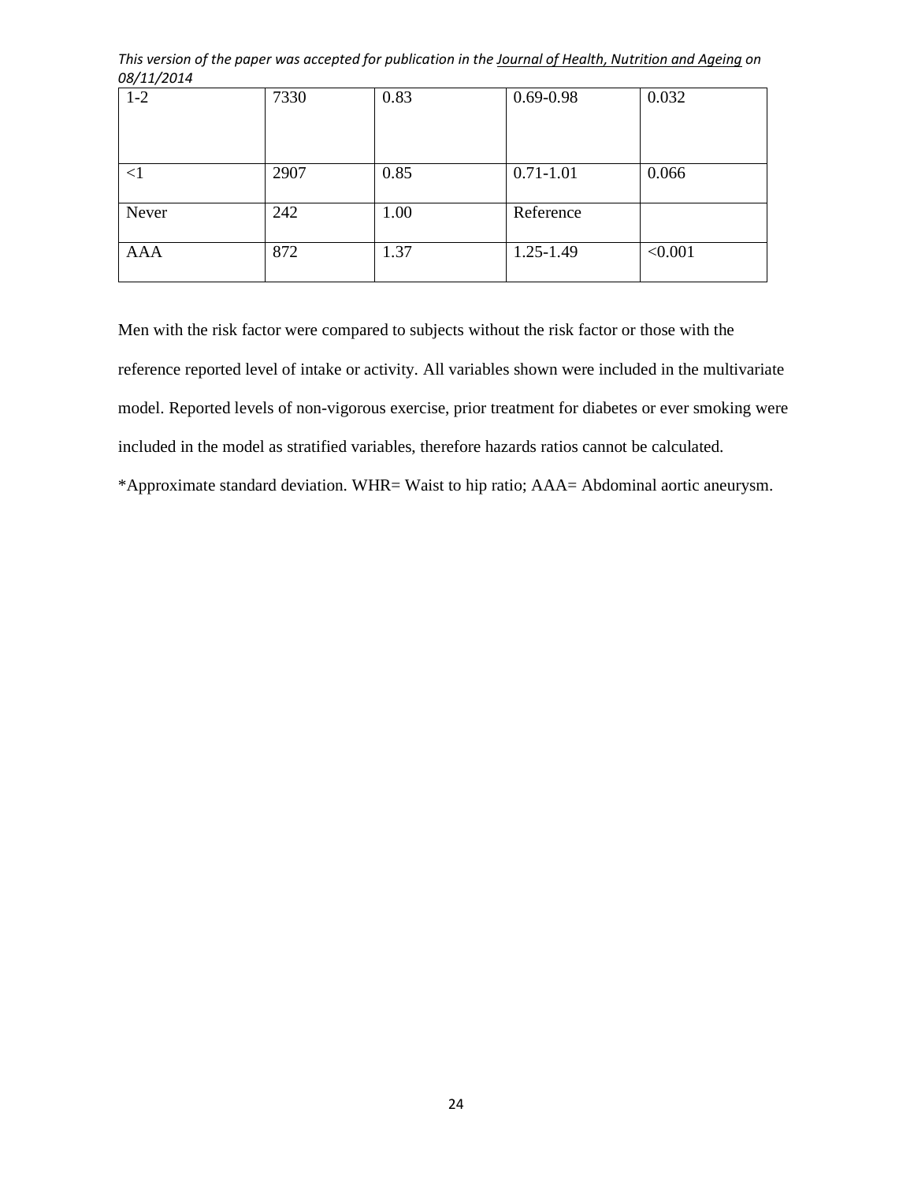| | | | | |
|---|---|---|---|---|
| 1-2 | 7330 | 0.83 | 0.69-0.98 | 0.032 |
| <1 | 2907 | 0.85 | 0.71-1.01 | 0.066 |
| Never | 242 | 1.00 | Reference | |
| AAA | 872 | 1.37 | 1.25-1.49 | <0.001 |

Men with the risk factor were compared to subjects without the risk factor or those with the reference reported level of intake or activity. All variables shown were included in the multivariate model. Reported levels of non-vigorous exercise, prior treatment for diabetes or ever smoking were included in the model as stratified variables, therefore hazards ratios cannot be calculated.

*Approximate standard deviation. WHR= Waist to hip ratio; AAA= Abdominal aortic aneurysm.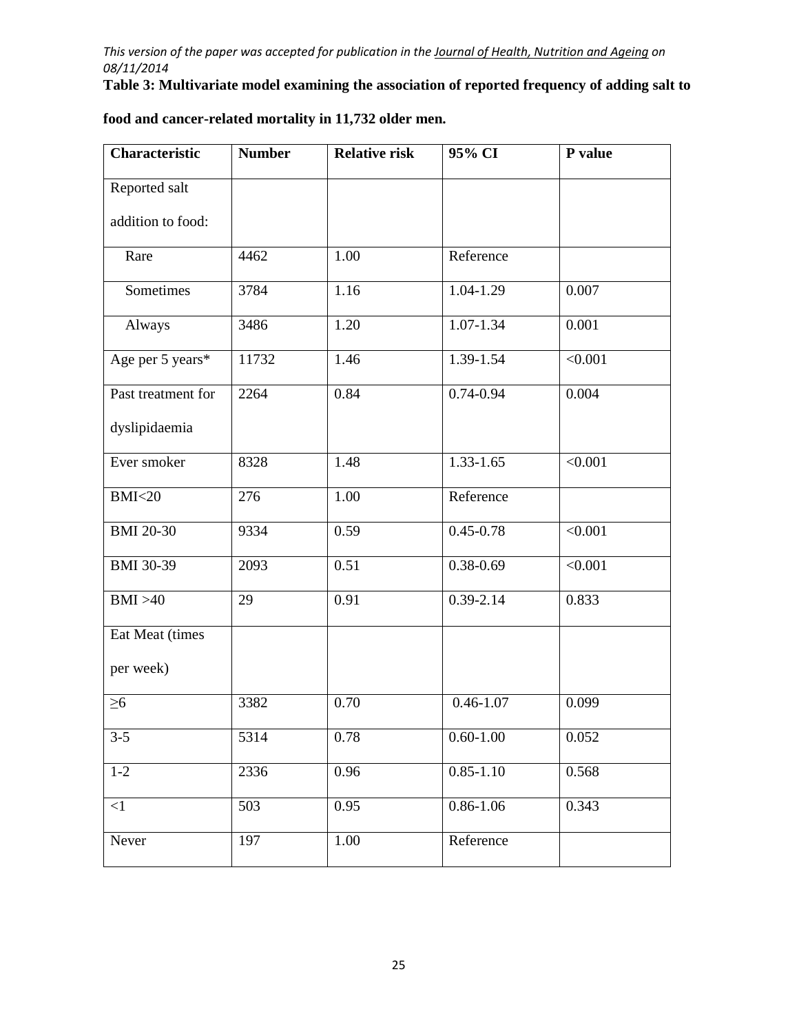**Table 3: Multivariate model examining the association of reported frequency of adding salt to food and cancer-related mortality in 11,732 older men.**

| Characteristic | Number | Relative risk | 95% CI | P value |
|---|---|---|---|---|
| Reported salt addition to food: | | | | |
| Rare | 4462 | 1.00 | Reference | |
| Sometimes | 3784 | 1.16 | 1.04-1.29 | 0.007 |
| Always | 3486 | 1.20 | 1.07-1.34 | 0.001 |
| Age per 5 years* | 11732 | 1.46 | 1.39-1.54 | <0.001 |
| Past treatment for dyslipidaemia | 2264 | 0.84 | 0.74-0.94 | 0.004 |
| Ever smoker | 8328 | 1.48 | 1.33-1.65 | <0.001 |
| BMI<20 | 276 | 1.00 | Reference | |
| BMI 20-30 | 9334 | 0.59 | 0.45-0.78 | <0.001 |
| BMI 30-39 | 2093 | 0.51 | 0.38-0.69 | <0.001 |
| BMI >40 | 29 | 0.91 | 0.39-2.14 | 0.833 |
| Eat Meat (times per week) | | | | |
| ≥6 | 3382 | 0.70 | 0.46-1.07 | 0.099 |
| 3-5 | 5314 | 0.78 | 0.60-1.00 | 0.052 |
| 1-2 | 2336 | 0.96 | 0.85-1.10 | 0.568 |
| <1 | 503 | 0.95 | 0.86-1.06 | 0.343 |
| Never | 197 | 1.00 | Reference | |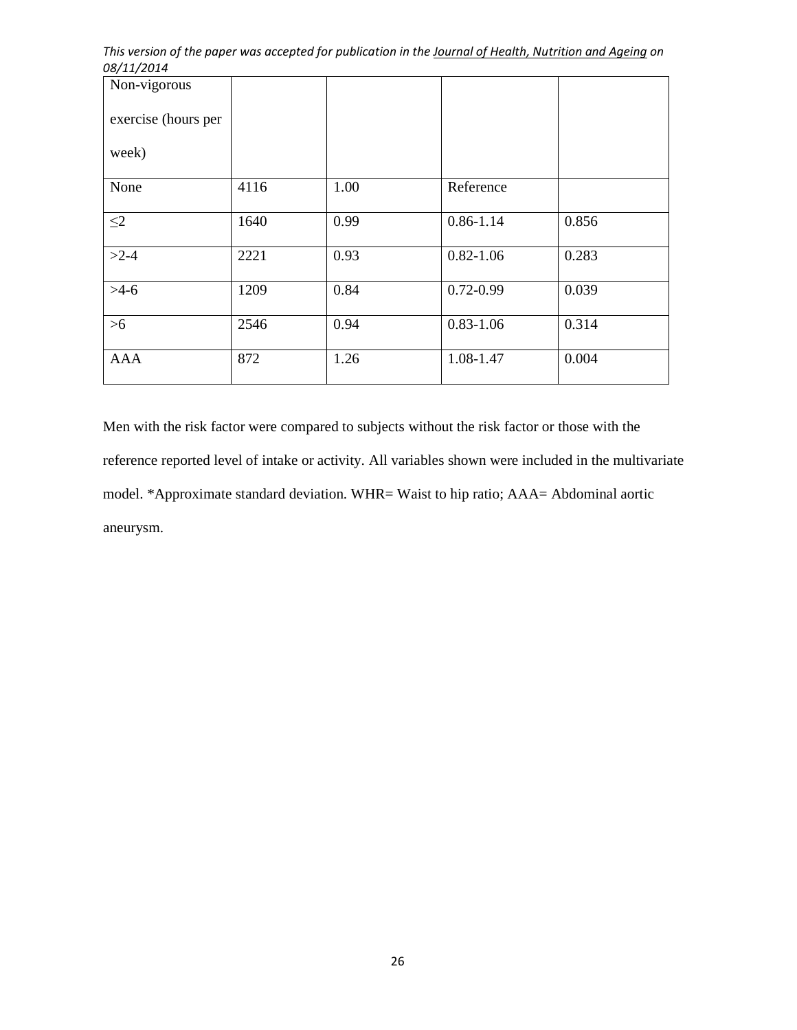| Non-vigorous exercise (hours per week) | | | | |
|---|---|---|---|---|
| None | 4116 | 1.00 | Reference | |
| ≤2 | 1640 | 0.99 | 0.86-1.14 | 0.856 |
| >2-4 | 2221 | 0.93 | 0.82-1.06 | 0.283 |
| >4-6 | 1209 | 0.84 | 0.72-0.99 | 0.039 |
| >6 | 2546 | 0.94 | 0.83-1.06 | 0.314 |
| AAA | 872 | 1.26 | 1.08-1.47 | 0.004 |

Men with the risk factor were compared to subjects without the risk factor or those with the reference reported level of intake or activity. All variables shown were included in the multivariate model. *Approximate standard deviation. WHR= Waist to hip ratio; AAA= Abdominal aortic aneurysm.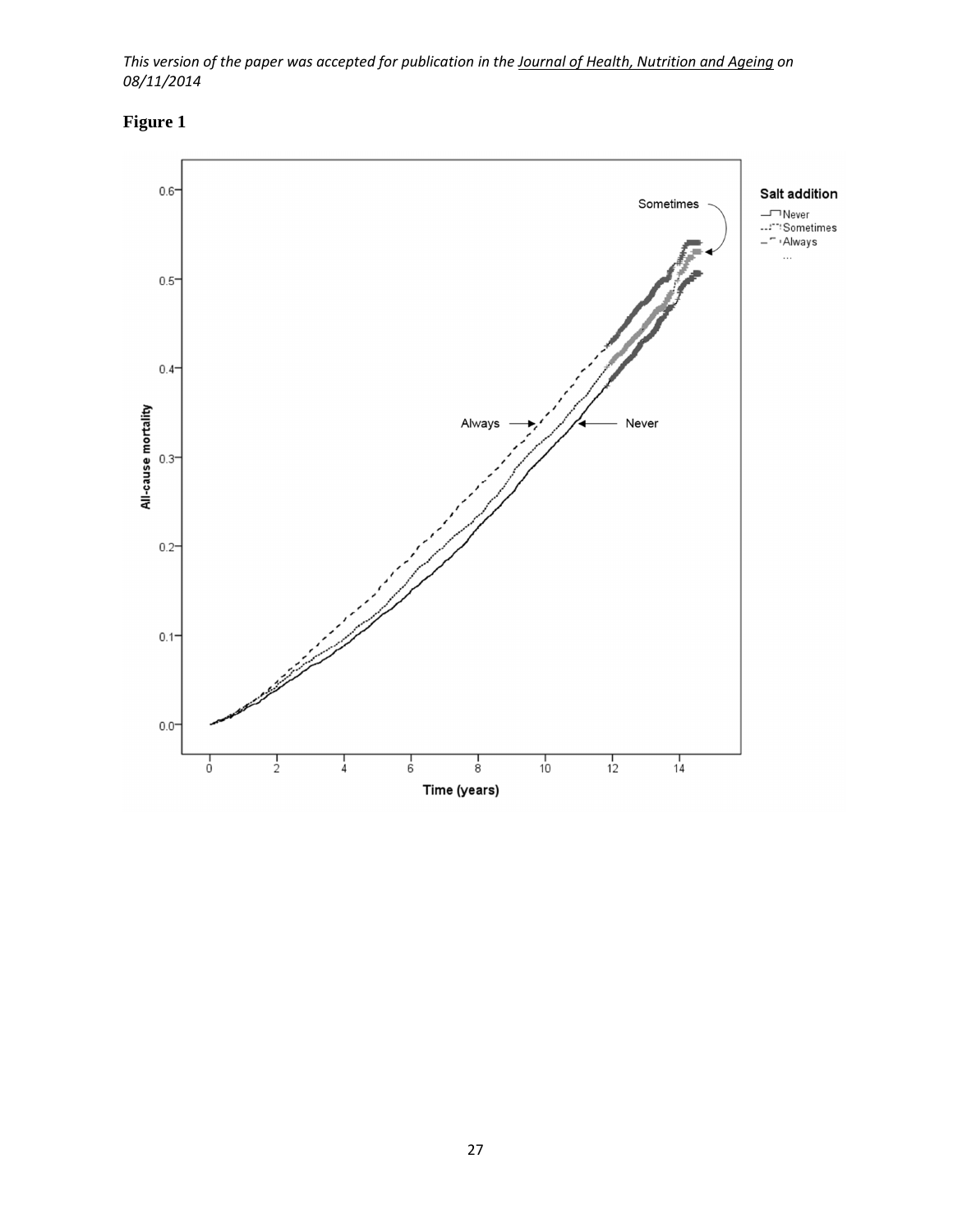**Figure 1**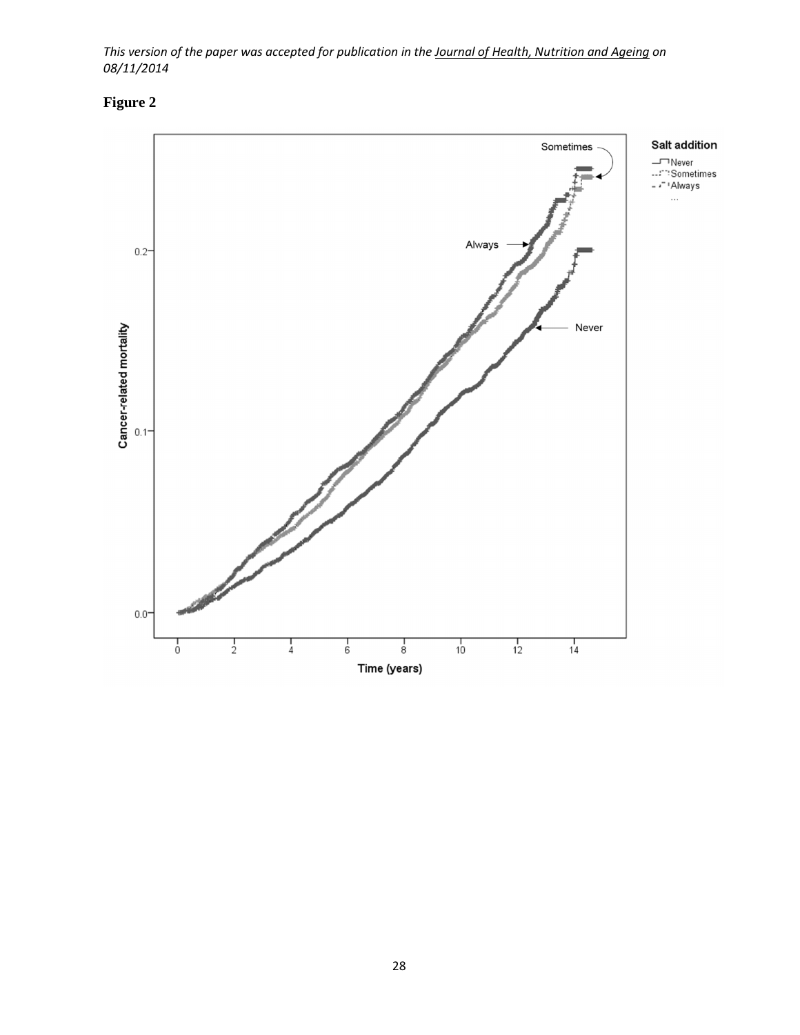*This version of the paper was accepted for publication in the Journal of Health, Nutrition and Ageing on 08/11/2014*

**Figure 2**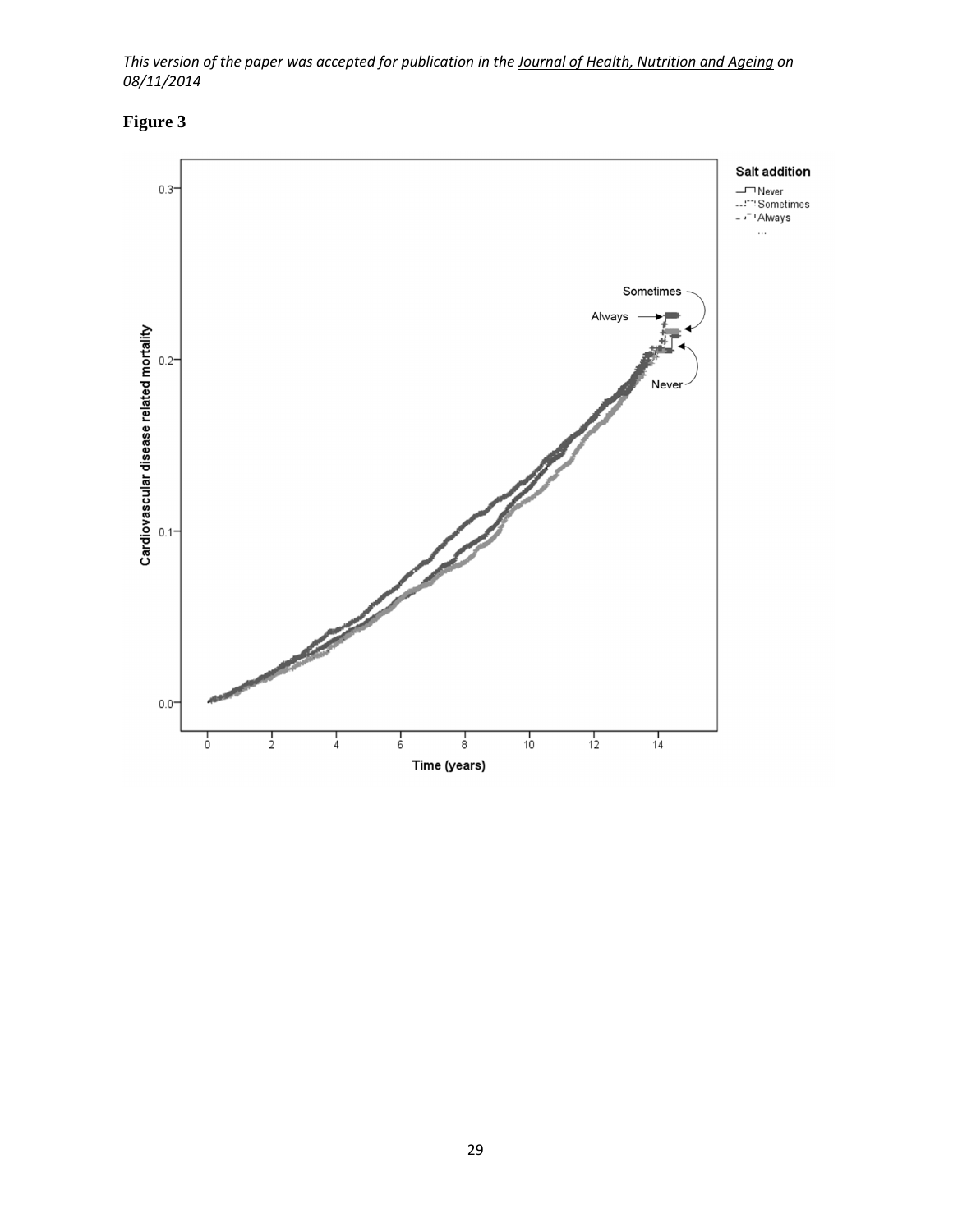This version of the paper was accepted for publication in the *Journal of Health, Nutrition and Ageing* on 08/11/2014

**Figure 3**

Salt addition
Never
Sometimes
Always

Sometimes
Always
Never

Cardiovascular disease related mortality
0.3
0.2
0.1
0.0

0
2
4
6
8
10
12
14
Time (years)